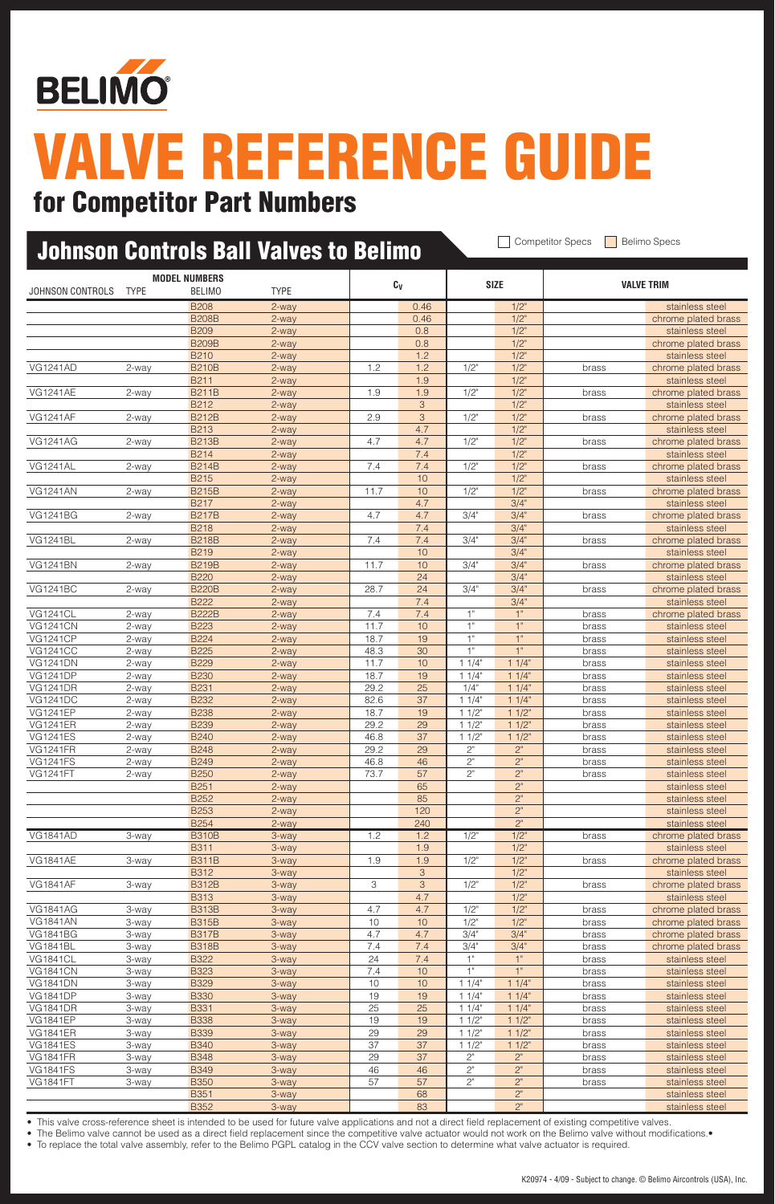BELIMO

# VALVE REFERENCE GUIDE

## for Competitor Part Numbers

### Johnson Controls Ball Valves to Belimo

☐ Competitor Specs ☐ Belimo Specs

| MODEL NUMBERS | | | | $C_V$ | | SIZE | | VALVE TRIM | |
|---|---|---|---|---|---|---|---|---|---|
| JOHNSON CONTROLS | TYPE | BELIMO | TYPE | | | | | | |
| | | B208 | 2-way | | 0.46 | | 1/2" | | stainless steel |
| | | B208B | 2-way | | 0.46 | | 1/2" | | chrome plated brass |
| | | B209 | 2-way | | 0.8 | | 1/2" | | stainless steel |
| | | B209B | 2-way | | 0.8 | | 1/2" | | chrome plated brass |
| | | B210 | 2-way | | 1.2 | | 1/2" | | stainless steel |
| VG1241AD | 2-way | B210B | 2-way | 1.2 | 1.2 | 1/2" | 1/2" | brass | chrome plated brass |
| | | B211 | 2-way | | 1.9 | | 1/2" | | stainless steel |
| VG1241AE | 2-way | B211B | 2-way | 1.9 | 1.9 | 1/2" | 1/2" | brass | chrome plated brass |
| | | B212 | 2-way | | 3 | | 1/2" | | stainless steel |
| VG1241AF | 2-way | B212B | 2-way | 2.9 | 3 | 1/2" | 1/2" | brass | chrome plated brass |
| | | B213 | 2-way | | 4.7 | | 1/2" | | stainless steel |
| VG1241AG | 2-way | B213B | 2-way | 4.7 | 4.7 | 1/2" | 1/2" | brass | chrome plated brass |
| | | B214 | 2-way | | 7.4 | | 1/2" | | stainless steel |
| VG1241AL | 2-way | B214B | 2-way | 7.4 | 7.4 | 1/2" | 1/2" | brass | chrome plated brass |
| | | B215 | 2-way | | 10 | | 1/2" | | stainless steel |
| VG1241AN | 2-way | B215B | 2-way | 11.7 | 10 | 1/2" | 1/2" | brass | chrome plated brass |
| | | B217 | 2-way | | 4.7 | | 3/4" | | stainless steel |
| VG1241BG | 2-way | B217B | 2-way | 4.7 | 4.7 | 3/4" | 3/4" | brass | chrome plated brass |
| | | B218 | 2-way | | 7.4 | | 3/4" | | stainless steel |
| VG1241BL | 2-way | B218B | 2-way | 7.4 | 7.4 | 3/4" | 3/4" | brass | chrome plated brass |
| | | B219 | 2-way | | 10 | | 3/4" | | stainless steel |
| VG1241BN | 2-way | B219B | 2-way | 11.7 | 10 | 3/4" | 3/4" | brass | chrome plated brass |
| | | B220 | 2-way | | 24 | | 3/4" | | stainless steel |
| VG1241BC | 2-way | B220B | 2-way | 28.7 | 24 | 3/4" | 3/4" | brass | chrome plated brass |
| | | B222 | 2-way | | 7.4 | | 3/4" | | stainless steel |
| VG1241CL | 2-way | B222B | 2-way | 7.4 | 7.4 | 1" | 1" | brass | chrome plated brass |
| VG1241CN | 2-way | B223 | 2-way | 11.7 | 10 | 1" | 1" | brass | stainless steel |
| VG1241CP | 2-way | B224 | 2-way | 18.7 | 19 | 1" | 1" | brass | stainless steel |
| VG1241CC | 2-way | B225 | 2-way | 48.3 | 30 | 1" | 1" | brass | stainless steel |
| VG1241DN | 2-way | B229 | 2-way | 11.7 | 10 | 1 1/4" | 1 1/4" | brass | stainless steel |
| VG1241DP | 2-way | B230 | 2-way | 18.7 | 19 | 1 1/4" | 1 1/4" | brass | stainless steel |
| VG1241DR | 2-way | B231 | 2-way | 29.2 | 25 | 1/4" | 1 1/4" | brass | stainless steel |
| VG1241DC | 2-way | B232 | 2-way | 82.6 | 37 | 1 1/4" | 1 1/4" | brass | stainless steel |
| VG1241EP | 2-way | B238 | 2-way | 18.7 | 19 | 1 1/2" | 1 1/2" | brass | stainless steel |
| VG1241ER | 2-way | B239 | 2-way | 29.2 | 29 | 1 1/2" | 1 1/2" | brass | stainless steel |
| VG1241ES | 2-way | B240 | 2-way | 46.8 | 37 | 1 1/2" | 1 1/2" | brass | stainless steel |
| VG1241FR | 2-way | B248 | 2-way | 29.2 | 29 | 2" | 2" | brass | stainless steel |
| VG1241FS | 2-way | B249 | 2-way | 46.8 | 46 | 2" | 2" | brass | stainless steel |
| VG1241FT | 2-way | B250 | 2-way | 73.7 | 57 | 2" | 2" | brass | stainless steel |
| | | B251 | 2-way | | 65 | | 2" | | stainless steel |
| | | B252 | 2-way | | 85 | | 2" | | stainless steel |
| | | B253 | 2-way | | 120 | | 2" | | stainless steel |
| | | B254 | 2-way | | 240 | | 2" | | stainless steel |
| VG1841AD | 3-way | B310B | 3-way | 1.2 | 1.2 | 1/2" | 1/2" | brass | chrome plated brass |
| | | B311 | 3-way | | 1.9 | | 1/2" | | stainless steel |
| VG1841AE | 3-way | B311B | 3-way | 1.9 | 1.9 | 1/2" | 1/2" | brass | chrome plated brass |
| | | B312 | 3-way | | 3 | | 1/2" | | stainless steel |
| VG1841AF | 3-way | B312B | 3-way | 3 | 3 | 1/2" | 1/2" | brass | chrome plated brass |
| | | B313 | 3-way | | 4.7 | | 1/2" | | stainless steel |
| VG1841AG | 3-way | B313B | 3-way | 4.7 | 4.7 | 1/2" | 1/2" | brass | chrome plated brass |
| VG1841AN | 3-way | B315B | 3-way | 10 | 10 | 1/2" | 1/2" | brass | chrome plated brass |
| VG1841BG | 3-way | B317B | 3-way | 4.7 | 4.7 | 3/4" | 3/4" | brass | chrome plated brass |
| VG1841BL | 3-way | B318B | 3-way | 7.4 | 7.4 | 3/4" | 3/4" | brass | chrome plated brass |
| VG1841CL | 3-way | B322 | 3-way | 24 | 7.4 | 1" | 1" | brass | stainless steel |
| VG1841CN | 3-way | B323 | 3-way | 7.4 | 10 | 1" | 1" | brass | stainless steel |
| VG1841DN | 3-way | B329 | 3-way | 10 | 10 | 1 1/4" | 1 1/4" | brass | stainless steel |
| VG1841DP | 3-way | B330 | 3-way | 19 | 19 | 1 1/4" | 1 1/4" | brass | stainless steel |
| VG1841DR | 3-way | B331 | 3-way | 25 | 25 | 1 1/4" | 1 1/4" | brass | stainless steel |
| VG1841EP | 3-way | B338 | 3-way | 19 | 19 | 1 1/2" | 1 1/2" | brass | stainless steel |
| VG1841ER | 3-way | B339 | 3-way | 29 | 29 | 1 1/2" | 1 1/2" | brass | stainless steel |
| VG1841ES | 3-way | B340 | 3-way | 37 | 37 | 1 1/2" | 1 1/2" | brass | stainless steel |
| VG1841FR | 3-way | B348 | 3-way | 29 | 37 | 2" | 2" | brass | stainless steel |
| VG1841FS | 3-way | B349 | 3-way | 46 | 46 | 2" | 2" | brass | stainless steel |
| VG1841FT | 3-way | B350 | 3-way | 57 | 57 | 2" | 2" | brass | stainless steel |
| | | B351 | 3-way | | 68 | | 2" | | stainless steel |
| | | B352 | 3-way | | 83 | | 2" | | stainless steel |

- This valve cross-reference sheet is intended to be used for future valve applications and not a direct field replacement of existing competitive valves.
- The Belimo valve cannot be used as a direct field replacement since the competitive valve actuator would not work on the Belimo valve without modifications.•
- To replace the total valve assembly, refer to the Belimo PGPL catalog in the CCV valve section to determine what valve actuator is required.

K20974 - 4/09 - Subject to change. © Belimo Aircontrols (USA), Inc.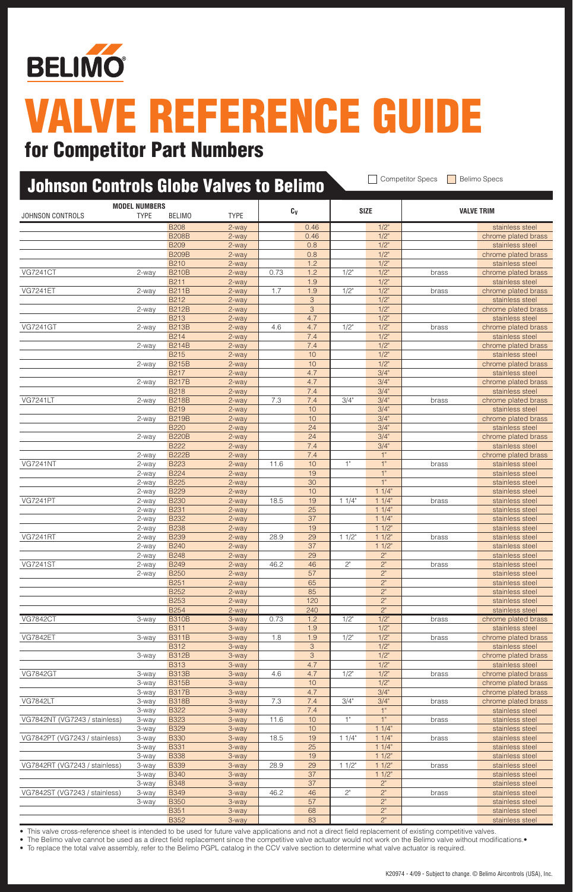# BELIMO

# VALVE REFERENCE GUIDE

## for Competitor Part Numbers

## Johnson Controls Globe Valves to Belimo

Competitor Specs | Belimo Specs

| MODEL NUMBERS | | | | $C_v$ | | SIZE | | VALVE TRIM | |
|---|---|---|---|---|---|---|---|---|---|
| JOHNSON CONTROLS | TYPE | BELIMO | TYPE | | | | | | |
| | | B208 | 2-way | | 0.46 | | 1/2" | | stainless steel |
| | | B208B | 2-way | | 0.46 | | 1/2" | | chrome plated brass |
| | | B209 | 2-way | | 0.8 | | 1/2" | | stainless steel |
| | | B209B | 2-way | | 0.8 | | 1/2" | | chrome plated brass |
| | | B210 | 2-way | | 1.2 | | 1/2" | | stainless steel |
| VG7241CT | 2-way | B210B | 2-way | 0.73 | 1.2 | 1/2" | 1/2" | brass | chrome plated brass |
| | | B211 | 2-way | | 1.9 | | 1/2" | | stainless steel |
| VG7241ET | 2-way | B211B | 2-way | 1.7 | 1.9 | 1/2" | 1/2" | brass | chrome plated brass |
| | | B212 | 2-way | | 3 | | 1/2" | | stainless steel |
| | 2-way | B212B | 2-way | | 3 | | 1/2" | | chrome plated brass |
| | | B213 | 2-way | | 4.7 | | 1/2" | | stainless steel |
| VG7241GT | 2-way | B213B | 2-way | 4.6 | 4.7 | 1/2" | 1/2" | brass | chrome plated brass |
| | | B214 | 2-way | | 7.4 | | 1/2" | | stainless steel |
| | 2-way | B214B | 2-way | | 7.4 | | 1/2" | | chrome plated brass |
| | | B215 | 2-way | | 10 | | 1/2" | | stainless steel |
| | 2-way | B215B | 2-way | | 10 | | 1/2" | | chrome plated brass |
| | | B217 | 2-way | | 4.7 | | 3/4" | | stainless steel |
| | 2-way | B217B | 2-way | | 4.7 | | 3/4" | | chrome plated brass |
| | | B218 | 2-way | | 7.4 | | 3/4" | | stainless steel |
| VG7241LT | 2-way | B218B | 2-way | 7.3 | 7.4 | 3/4" | 3/4" | brass | chrome plated brass |
| | | B219 | 2-way | | 10 | | 3/4" | | stainless steel |
| | 2-way | B219B | 2-way | | 10 | | 3/4" | | chrome plated brass |
| | | B220 | 2-way | | 24 | | 3/4" | | stainless steel |
| | 2-way | B220B | 2-way | | 24 | | 3/4" | | chrome plated brass |
| | | B222 | 2-way | | 7.4 | | 3/4" | | stainless steel |
| | 2-way | B222B | 2-way | | 7.4 | | 1" | | chrome plated brass |
| VG7241NT | 2-way | B223 | 2-way | 11.6 | 10 | 1" | 1" | brass | stainless steel |
| | 2-way | B224 | 2-way | | 19 | | 1" | | stainless steel |
| | 2-way | B225 | 2-way | | 30 | | 1" | | stainless steel |
| | 2-way | B229 | 2-way | | 10 | | 1 1/4" | | stainless steel |
| VG7241PT | 2-way | B230 | 2-way | 18.5 | 19 | 1 1/4" | 1 1/4" | brass | stainless steel |
| | 2-way | B231 | 2-way | | 25 | | 1 1/4" | | stainless steel |
| | 2-way | B232 | 2-way | | 37 | | 1 1/4" | | stainless steel |
| | 2-way | B238 | 2-way | | 19 | | 1 1/2" | | stainless steel |
| VG7241RT | 2-way | B239 | 2-way | 28.9 | 29 | 1 1/2" | 1 1/2" | brass | stainless steel |
| | 2-way | B240 | 2-way | | 37 | | 1 1/2" | | stainless steel |
| | 2-way | B248 | 2-way | | 29 | | 2" | | stainless steel |
| VG7241ST | 2-way | B249 | 2-way | 46.2 | 46 | 2" | 2" | brass | stainless steel |
| | 2-way | B250 | 2-way | | 57 | | 2" | | stainless steel |
| | | B251 | 2-way | | 65 | | 2" | | stainless steel |
| | | B252 | 2-way | | 85 | | 2" | | stainless steel |
| | | B253 | 2-way | | 120 | | 2" | | stainless steel |
| | | B254 | 2-way | | 240 | | 2" | | stainless steel |
| VG7842CT | 3-way | B310B | 3-way | 0.73 | 1.2 | 1/2" | 1/2" | brass | chrome plated brass |
| | | B311 | 3-way | | 1.9 | | 1/2" | | stainless steel |
| VG7842ET | 3-way | B311B | 3-way | 1.8 | 1.9 | 1/2" | 1/2" | brass | chrome plated brass |
| | | B312 | 3-way | | 3 | | 1/2" | | stainless steel |
| | 3-way | B312B | 3-way | | 3 | | 1/2" | | chrome plated brass |
| | | B313 | 3-way | | 4.7 | | 1/2" | | stainless steel |
| VG7842GT | 3-way | B313B | 3-way | 4.6 | 4.7 | 1/2" | 1/2" | brass | chrome plated brass |
| | 3-way | B315B | 3-way | | 10 | | 1/2" | | chrome plated brass |
| | 3-way | B317B | 3-way | | 4.7 | | 3/4" | | chrome plated brass |
| VG7842LT | 3-way | B318B | 3-way | 7.3 | 7.4 | 3/4" | 3/4" | brass | chrome plated brass |
| | 3-way | B322 | 3-way | | 7.4 | | 1" | | stainless steel |
| VG7842NT (VG7243 / stainless) | 3-way | B323 | 3-way | 11.6 | 10 | 1" | 1" | brass | stainless steel |
| | 3-way | B329 | 3-way | | 10 | | 1 1/4" | | stainless steel |
| VG7842PT (VG7243 / stainless) | 3-way | B330 | 3-way | 18.5 | 19 | 1 1/4" | 1 1/4" | brass | stainless steel |
| | 3-way | B331 | 3-way | | 25 | | 1 1/4" | | stainless steel |
| | 3-way | B338 | 3-way | | 19 | | 1 1/2" | | stainless steel |
| VG7842RT (VG7243 / stainless) | 3-way | B339 | 3-way | 28.9 | 29 | 1 1/2" | 1 1/2" | brass | stainless steel |
| | 3-way | B340 | 3-way | | 37 | | 1 1/2" | | stainless steel |
| | 3-way | B348 | 3-way | | 37 | | 2" | | stainless steel |
| VG7842ST (VG7243 / stainless) | 3-way | B349 | 3-way | 46.2 | 46 | 2" | 2" | brass | stainless steel |
| | 3-way | B350 | 3-way | | 57 | | 2" | | stainless steel |
| | | B351 | 3-way | | 68 | | 2" | | stainless steel |
| | | B352 | 3-way | | 83 | | 2" | | stainless steel |

- This valve cross-reference sheet is intended to be used for future valve applications and not a direct field replacement of existing competitive valves.
- The Belimo valve cannot be used as a direct field replacement since the competitive valve actuator would not work on the Belimo valve without modifications.•
- To replace the total valve assembly, refer to the Belimo PGPL catalog in the CCV valve section to determine what valve actuator is required.

K20974 - 4/09 - Subject to change. © Belimo Aircontrols (USA), Inc.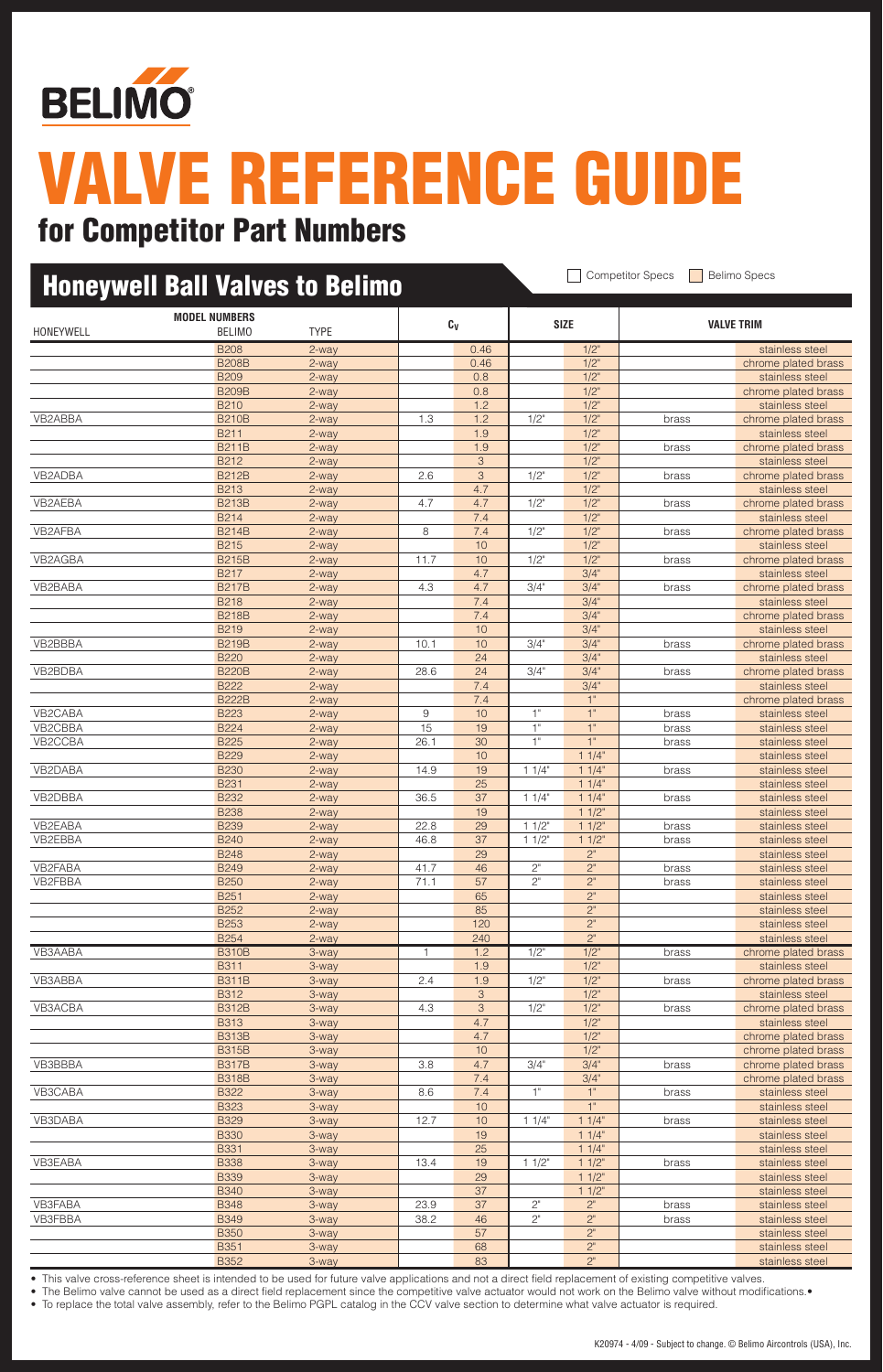# BELIMO

# VALVE REFERENCE GUIDE

## for Competitor Part Numbers

## Honeywell Ball Valves to Belimo

Competitor Specs | Belimo Specs

| MODEL NUMBERS HONEYWELL | BELIMO | TYPE | $C_V$ | | SIZE | | VALVE TRIM | |
|---|---|---|---|---|---|---|---|---|
| | B208 | 2-way | | 0.46 | | 1/2" | | stainless steel |
| | B208B | 2-way | | 0.46 | | 1/2" | | chrome plated brass |
| | B209 | 2-way | | 0.8 | | 1/2" | | stainless steel |
| | B209B | 2-way | | 0.8 | | 1/2" | | chrome plated brass |
| | B210 | 2-way | | 1.2 | | 1/2" | | stainless steel |
| VB2ABBA | B210B | 2-way | 1.3 | 1.2 | 1/2" | 1/2" | brass | chrome plated brass |
| | B211 | 2-way | | 1.9 | | 1/2" | | stainless steel |
| | B211B | 2-way | | 1.9 | | 1/2" | brass | chrome plated brass |
| | B212 | 2-way | | 3 | | 1/2" | | stainless steel |
| VB2ADBA | B212B | 2-way | 2.6 | 3 | 1/2" | 1/2" | brass | chrome plated brass |
| | B213 | 2-way | | 4.7 | | 1/2" | | stainless steel |
| VB2AEBA | B213B | 2-way | 4.7 | 4.7 | 1/2" | 1/2" | brass | chrome plated brass |
| | B214 | 2-way | | 7.4 | | 1/2" | | stainless steel |
| VB2AFBA | B214B | 2-way | 8 | 7.4 | 1/2" | 1/2" | brass | chrome plated brass |
| | B215 | 2-way | | 10 | | 1/2" | | stainless steel |
| VB2AGBA | B215B | 2-way | 11.7 | 10 | 1/2" | 1/2" | brass | chrome plated brass |
| | B217 | 2-way | | 4.7 | | 3/4" | | stainless steel |
| VB2BABA | B217B | 2-way | 4.3 | 4.7 | 3/4" | 3/4" | brass | chrome plated brass |
| | B218 | 2-way | | 7.4 | | 3/4" | | stainless steel |
| | B218B | 2-way | | 7.4 | | 3/4" | | chrome plated brass |
| | B219 | 2-way | | 10 | | 3/4" | | stainless steel |
| VB2BBBA | B219B | 2-way | 10.1 | 10 | 3/4" | 3/4" | brass | chrome plated brass |
| | B220 | 2-way | | 24 | | 3/4" | | stainless steel |
| VB2BDBA | B220B | 2-way | 28.6 | 24 | 3/4" | 3/4" | brass | chrome plated brass |
| | B222 | 2-way | | 7.4 | | 3/4" | | stainless steel |
| | B222B | 2-way | | 7.4 | | 1" | | chrome plated brass |
| VB2CABA | B223 | 2-way | 9 | 10 | 1" | 1" | brass | stainless steel |
| VB2CBBA | B224 | 2-way | 15 | 19 | 1" | 1" | brass | stainless steel |
| VB2CCBA | B225 | 2-way | 26.1 | 30 | 1" | 1" | brass | stainless steel |
| | B229 | 2-way | | 10 | | 1 1/4" | | stainless steel |
| VB2DABA | B230 | 2-way | 14.9 | 19 | 1 1/4" | 1 1/4" | brass | stainless steel |
| | B231 | 2-way | | 25 | | 1 1/4" | | stainless steel |
| VB2DBBA | B232 | 2-way | 36.5 | 37 | 1 1/4" | 1 1/4" | brass | stainless steel |
| | B238 | 2-way | | 19 | | 1 1/2" | | stainless steel |
| VB2EABA | B239 | 2-way | 22.8 | 29 | 1 1/2" | 1 1/2" | brass | stainless steel |
| VB2EBBA | B240 | 2-way | 46.8 | 37 | 1 1/2" | 1 1/2" | brass | stainless steel |
| | B248 | 2-way | | 29 | | 2" | | stainless steel |
| VB2FABA | B249 | 2-way | 41.7 | 46 | 2" | 2" | brass | stainless steel |
| VB2FBBA | B250 | 2-way | 71.1 | 57 | 2" | 2" | brass | stainless steel |
| | B251 | 2-way | | 65 | | 2" | | stainless steel |
| | B252 | 2-way | | 85 | | 2" | | stainless steel |
| | B253 | 2-way | | 120 | | 2" | | stainless steel |
| | B254 | 2-way | | 240 | | 2" | | stainless steel |
| VB3AABA | B310B | 3-way | 1 | 1.2 | 1/2" | 1/2" | brass | chrome plated brass |
| | B311 | 3-way | | 1.9 | | 1/2" | | stainless steel |
| VB3ABBA | B311B | 3-way | 2.4 | 1.9 | 1/2" | 1/2" | brass | chrome plated brass |
| | B312 | 3-way | | 3 | | 1/2" | | stainless steel |
| VB3ACBA | B312B | 3-way | 4.3 | 3 | 1/2" | 1/2" | brass | chrome plated brass |
| | B313 | 3-way | | 4.7 | | 1/2" | | stainless steel |
| | B313B | 3-way | | 4.7 | | 1/2" | | chrome plated brass |
| | B315B | 3-way | | 10 | | 1/2" | | chrome plated brass |
| VB3BBBA | B317B | 3-way | 3.8 | 4.7 | 3/4" | 3/4" | brass | chrome plated brass |
| | B318B | 3-way | | 7.4 | | 3/4" | | chrome plated brass |
| VB3CABA | B322 | 3-way | 8.6 | 7.4 | 1" | 1" | brass | stainless steel |
| | B323 | 3-way | | 10 | | 1" | | stainless steel |
| VB3DABA | B329 | 3-way | 12.7 | 10 | 1 1/4" | 1 1/4" | brass | stainless steel |
| | B330 | 3-way | | 19 | | 1 1/4" | | stainless steel |
| | B331 | 3-way | | 25 | | 1 1/4" | | stainless steel |
| VB3EABA | B338 | 3-way | 13.4 | 19 | 1 1/2" | 1 1/2" | brass | stainless steel |
| | B339 | 3-way | | 29 | | 1 1/2" | | stainless steel |
| | B340 | 3-way | | 37 | | 1 1/2" | | stainless steel |
| VB3FABA | B348 | 3-way | 23.9 | 37 | 2" | 2" | brass | stainless steel |
| VB3FBBA | B349 | 3-way | 38.2 | 46 | 2" | 2" | brass | stainless steel |
| | B350 | 3-way | | 57 | | 2" | | stainless steel |
| | B351 | 3-way | | 68 | | 2" | | stainless steel |
| | B352 | 3-way | | 83 | | 2" | | stainless steel |

- This valve cross-reference sheet is intended to be used for future valve applications and not a direct field replacement of existing competitive valves.
- The Belimo valve cannot be used as a direct field replacement since the competitive valve actuator would not work on the Belimo valve without modifications.•
- To replace the total valve assembly, refer to the Belimo PGPL catalog in the CCV valve section to determine what valve actuator is required.

K20974 - 4/09 - Subject to change. © Belimo Aircontrols (USA), Inc.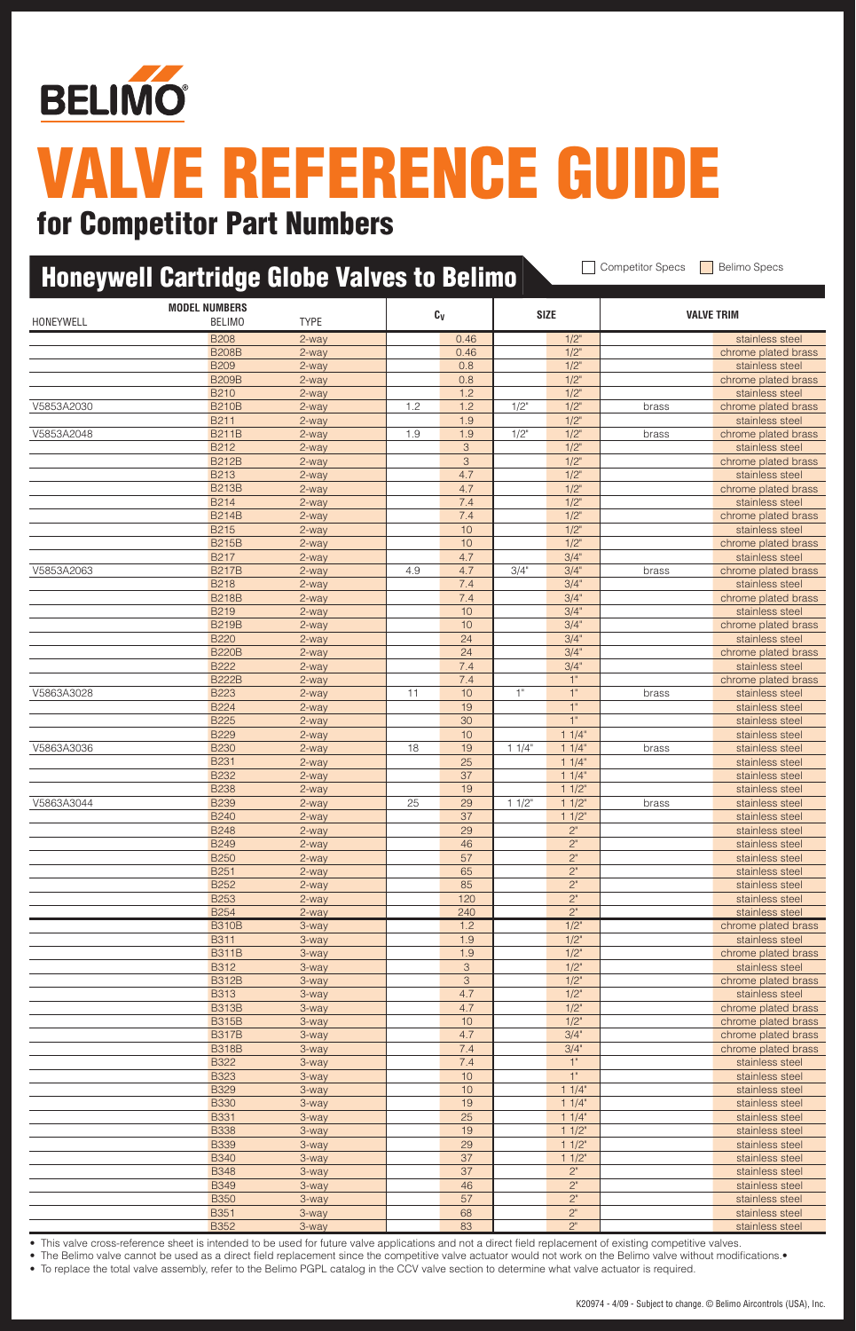BELIMO

# VALVE REFERENCE GUIDE

## for Competitor Part Numbers

## Honeywell Cartridge Globe Valves to Belimo

Competitor Specs | Belimo Specs

| MODEL NUMBERS HONEYWELL | BELIMO | TYPE | $C_V$ | | SIZE | | VALVE TRIM | |
|---|---|---|---|---|---|---|---|---|
| | B208 | 2-way | | 0.46 | | 1/2" | | stainless steel |
| | B208B | 2-way | | 0.46 | | 1/2" | | chrome plated brass |
| | B209 | 2-way | | 0.8 | | 1/2" | | stainless steel |
| | B209B | 2-way | | 0.8 | | 1/2" | | chrome plated brass |
| | B210 | 2-way | | 1.2 | | 1/2" | | stainless steel |
| V5853A2030 | B210B | 2-way | 1.2 | 1.2 | 1/2" | 1/2" | brass | chrome plated brass |
| | B211 | 2-way | | 1.9 | | 1/2" | | stainless steel |
| V5853A2048 | B211B | 2-way | 1.9 | 1.9 | 1/2" | 1/2" | brass | chrome plated brass |
| | B212 | 2-way | | 3 | | 1/2" | | stainless steel |
| | B212B | 2-way | | 3 | | 1/2" | | chrome plated brass |
| | B213 | 2-way | | 4.7 | | 1/2" | | stainless steel |
| | B213B | 2-way | | 4.7 | | 1/2" | | chrome plated brass |
| | B214 | 2-way | | 7.4 | | 1/2" | | stainless steel |
| | B214B | 2-way | | 7.4 | | 1/2" | | chrome plated brass |
| | B215 | 2-way | | 10 | | 1/2" | | stainless steel |
| | B215B | 2-way | | 10 | | 1/2" | | chrome plated brass |
| | B217 | 2-way | | 4.7 | | 3/4" | | stainless steel |
| V5853A2063 | B217B | 2-way | 4.9 | 4.7 | 3/4" | 3/4" | brass | chrome plated brass |
| | B218 | 2-way | | 7.4 | | 3/4" | | stainless steel |
| | B218B | 2-way | | 7.4 | | 3/4" | | chrome plated brass |
| | B219 | 2-way | | 10 | | 3/4" | | stainless steel |
| | B219B | 2-way | | 10 | | 3/4" | | chrome plated brass |
| | B220 | 2-way | | 24 | | 3/4" | | stainless steel |
| | B220B | 2-way | | 24 | | 3/4" | | chrome plated brass |
| | B222 | 2-way | | 7.4 | | 3/4" | | stainless steel |
| | B222B | 2-way | | 7.4 | | 1" | | chrome plated brass |
| V5863A3028 | B223 | 2-way | 11 | 10 | 1" | 1" | brass | stainless steel |
| | B224 | 2-way | | 19 | | 1" | | stainless steel |
| | B225 | 2-way | | 30 | | 1" | | stainless steel |
| | B229 | 2-way | | 10 | | 1 1/4" | | stainless steel |
| V5863A3036 | B230 | 2-way | 18 | 19 | 1 1/4" | 1 1/4" | brass | stainless steel |
| | B231 | 2-way | | 25 | | 1 1/4" | | stainless steel |
| | B232 | 2-way | | 37 | | 1 1/4" | | stainless steel |
| | B238 | 2-way | | 19 | | 1 1/2" | | stainless steel |
| V5863A3044 | B239 | 2-way | 25 | 29 | 1 1/2" | 1 1/2" | brass | stainless steel |
| | B240 | 2-way | | 37 | | 1 1/2" | | stainless steel |
| | B248 | 2-way | | 29 | | 2" | | stainless steel |
| | B249 | 2-way | | 46 | | 2" | | stainless steel |
| | B250 | 2-way | | 57 | | 2" | | stainless steel |
| | B251 | 2-way | | 65 | | 2" | | stainless steel |
| | B252 | 2-way | | 85 | | 2" | | stainless steel |
| | B253 | 2-way | | 120 | | 2" | | stainless steel |
| | B254 | 2-way | | 240 | | 2" | | stainless steel |
| | B310B | 3-way | | 1.2 | | 1/2" | | chrome plated brass |
| | B311 | 3-way | | 1.9 | | 1/2" | | stainless steel |
| | B311B | 3-way | | 1.9 | | 1/2" | | chrome plated brass |
| | B312 | 3-way | | 3 | | 1/2" | | stainless steel |
| | B312B | 3-way | | 3 | | 1/2" | | chrome plated brass |
| | B313 | 3-way | | 4.7 | | 1/2" | | stainless steel |
| | B313B | 3-way | | 4.7 | | 1/2" | | chrome plated brass |
| | B315B | 3-way | | 10 | | 1/2" | | chrome plated brass |
| | B317B | 3-way | | 4.7 | | 3/4" | | chrome plated brass |
| | B318B | 3-way | | 7.4 | | 3/4" | | chrome plated brass |
| | B322 | 3-way | | 7.4 | | 1" | | stainless steel |
| | B323 | 3-way | | 10 | | 1" | | stainless steel |
| | B329 | 3-way | | 10 | | 1 1/4" | | stainless steel |
| | B330 | 3-way | | 19 | | 1 1/4" | | stainless steel |
| | B331 | 3-way | | 25 | | 1 1/4" | | stainless steel |
| | B338 | 3-way | | 19 | | 1 1/2" | | stainless steel |
| | B339 | 3-way | | 29 | | 1 1/2" | | stainless steel |
| | B340 | 3-way | | 37 | | 1 1/2" | | stainless steel |
| | B348 | 3-way | | 37 | | 2" | | stainless steel |
| | B349 | 3-way | | 46 | | 2" | | stainless steel |
| | B350 | 3-way | | 57 | | 2" | | stainless steel |
| | B351 | 3-way | | 68 | | 2" | | stainless steel |
| | B352 | 3-way | | 83 | | 2" | | stainless steel |

- This valve cross-reference sheet is intended to be used for future valve applications and not a direct field replacement of existing competitive valves.
- The Belimo valve cannot be used as a direct field replacement since the competitive valve actuator would not work on the Belimo valve without modifications.•
- To replace the total valve assembly, refer to the Belimo PGPL catalog in the CCV valve section to determine what valve actuator is required.

K20974 - 4/09 - Subject to change. © Belimo Aircontrols (USA), Inc.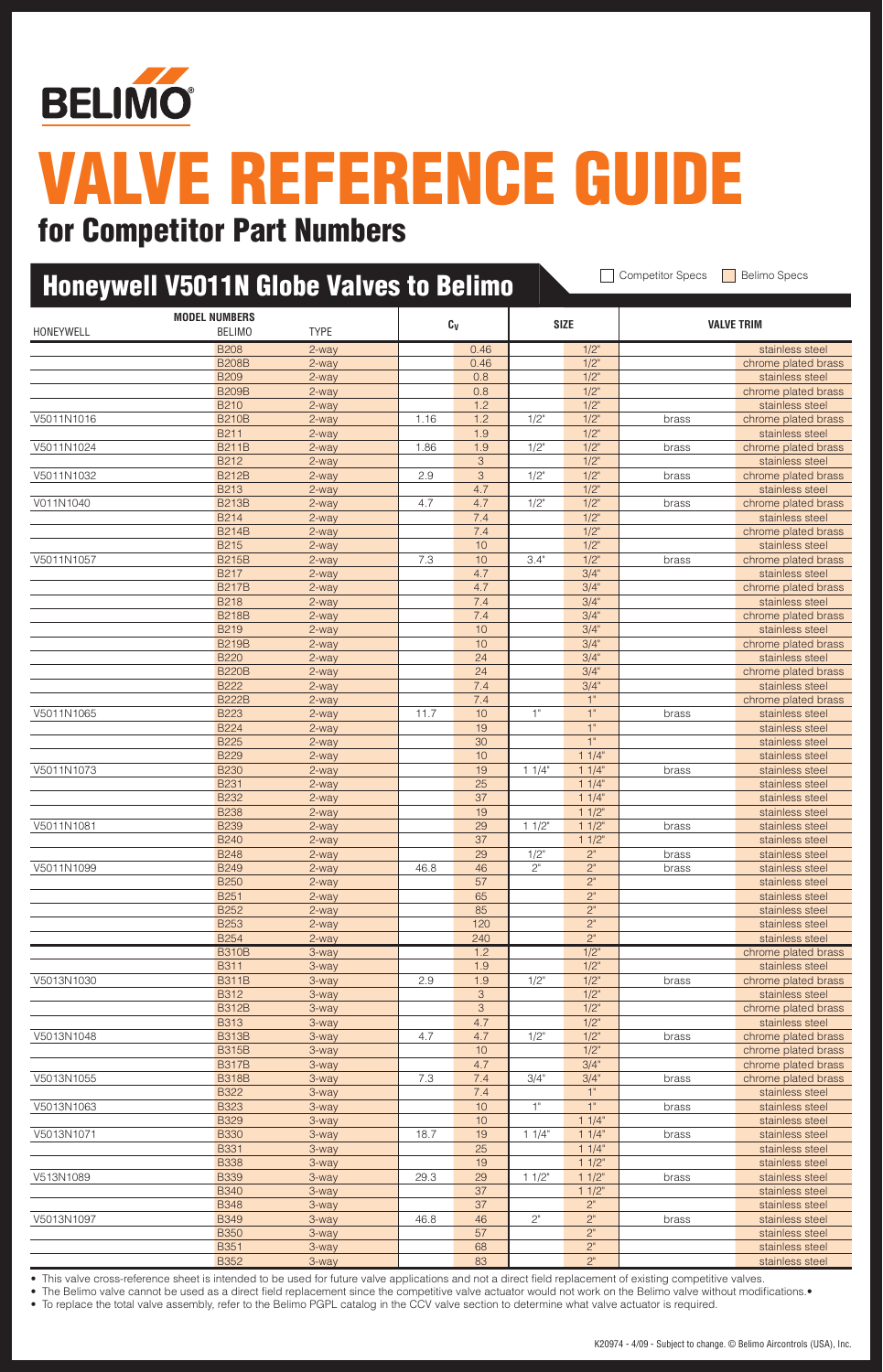# VALVE REFERENCE GUIDE

## for Competitor Part Numbers

## Honeywell V5011N Globe Valves to Belimo

Competitor Specs | Belimo Specs

| MODEL NUMBERS | | | $C_V$ | | SIZE | | VALVE TRIM | |
|---|---|---|---|---|---|---|---|---|
| HONEYWELL | BELIMO | TYPE | | | | | | |
| | B208 | 2-way | | 0.46 | | 1/2" | | stainless steel |
| | B208B | 2-way | | 0.46 | | 1/2" | | chrome plated brass |
| | B209 | 2-way | | 0.8 | | 1/2" | | stainless steel |
| | B209B | 2-way | | 0.8 | | 1/2" | | chrome plated brass |
| | B210 | 2-way | | 1.2 | | 1/2" | | stainless steel |
| V5011N1016 | B210B | 2-way | 1.16 | 1.2 | 1/2" | 1/2" | brass | chrome plated brass |
| | B211 | 2-way | | 1.9 | | 1/2" | | stainless steel |
| V5011N1024 | B211B | 2-way | 1.86 | 1.9 | 1/2" | 1/2" | brass | chrome plated brass |
| | B212 | 2-way | | 3 | | 1/2" | | stainless steel |
| V5011N1032 | B212B | 2-way | 2.9 | 3 | 1/2" | 1/2" | brass | chrome plated brass |
| | B213 | 2-way | | 4.7 | | 1/2" | | stainless steel |
| V011N1040 | B213B | 2-way | 4.7 | 4.7 | 1/2" | 1/2" | brass | chrome plated brass |
| | B214 | 2-way | | 7.4 | | 1/2" | | stainless steel |
| | B214B | 2-way | | 7.4 | | 1/2" | | chrome plated brass |
| | B215 | 2-way | | 10 | | 1/2" | | stainless steel |
| V5011N1057 | B215B | 2-way | 7.3 | 10 | 3.4" | 1/2" | brass | chrome plated brass |
| | B217 | 2-way | | 4.7 | | 3/4" | | stainless steel |
| | B217B | 2-way | | 4.7 | | 3/4" | | chrome plated brass |
| | B218 | 2-way | | 7.4 | | 3/4" | | stainless steel |
| | B218B | 2-way | | 7.4 | | 3/4" | | chrome plated brass |
| | B219 | 2-way | | 10 | | 3/4" | | stainless steel |
| | B219B | 2-way | | 10 | | 3/4" | | chrome plated brass |
| | B220 | 2-way | | 24 | | 3/4" | | stainless steel |
| | B220B | 2-way | | 24 | | 3/4" | | chrome plated brass |
| | B222 | 2-way | | 7.4 | | 3/4" | | stainless steel |
| | B222B | 2-way | | 7.4 | | 1" | | chrome plated brass |
| V5011N1065 | B223 | 2-way | 11.7 | 10 | 1" | 1" | brass | stainless steel |
| | B224 | 2-way | | 19 | | 1" | | stainless steel |
| | B225 | 2-way | | 30 | | 1" | | stainless steel |
| | B229 | 2-way | | 10 | | 1 1/4" | | stainless steel |
| V5011N1073 | B230 | 2-way | | 19 | 1 1/4" | 1 1/4" | brass | stainless steel |
| | B231 | 2-way | | 25 | | 1 1/4" | | stainless steel |
| | B232 | 2-way | | 37 | | 1 1/4" | | stainless steel |
| | B238 | 2-way | | 19 | | 1 1/2" | | stainless steel |
| V5011N1081 | B239 | 2-way | | 29 | 1 1/2" | 1 1/2" | brass | stainless steel |
| | B240 | 2-way | | 37 | | 1 1/2" | | stainless steel |
| | B248 | 2-way | | 29 | 1/2" | 2" | brass | stainless steel |
| V5011N1099 | B249 | 2-way | 46.8 | 46 | 2" | 2" | brass | stainless steel |
| | B250 | 2-way | | 57 | | 2" | | stainless steel |
| | B251 | 2-way | | 65 | | 2" | | stainless steel |
| | B252 | 2-way | | 85 | | 2" | | stainless steel |
| | B253 | 2-way | | 120 | | 2" | | stainless steel |
| | B254 | 2-way | | 240 | | 2" | | stainless steel |
| | B310B | 3-way | | 1.2 | | 1/2" | | chrome plated brass |
| | B311 | 3-way | | 1.9 | | 1/2" | | stainless steel |
| V5013N1030 | B311B | 3-way | 2.9 | 1.9 | 1/2" | 1/2" | brass | chrome plated brass |
| | B312 | 3-way | | 3 | | 1/2" | | stainless steel |
| | B312B | 3-way | | 3 | | 1/2" | | chrome plated brass |
| | B313 | 3-way | | 4.7 | | 1/2" | | stainless steel |
| V5013N1048 | B313B | 3-way | 4.7 | 4.7 | 1/2" | 1/2" | brass | chrome plated brass |
| | B315B | 3-way | | 10 | | 1/2" | | chrome plated brass |
| | B317B | 3-way | | 4.7 | | 3/4" | | chrome plated brass |
| V5013N1055 | B318B | 3-way | 7.3 | 7.4 | 3/4" | 3/4" | brass | chrome plated brass |
| | B322 | 3-way | | 7.4 | | 1" | | stainless steel |
| V5013N1063 | B323 | 3-way | | 10 | 1" | 1" | brass | stainless steel |
| | B329 | 3-way | | 10 | | 1 1/4" | | stainless steel |
| V5013N1071 | B330 | 3-way | 18.7 | 19 | 1 1/4" | 1 1/4" | brass | stainless steel |
| | B331 | 3-way | | 25 | | 1 1/4" | | stainless steel |
| | B338 | 3-way | | 19 | | 1 1/2" | | stainless steel |
| V513N1089 | B339 | 3-way | 29.3 | 29 | 1 1/2" | 1 1/2" | brass | stainless steel |
| | B340 | 3-way | | 37 | | 1 1/2" | | stainless steel |
| | B348 | 3-way | | 37 | | 2" | | stainless steel |
| V5013N1097 | B349 | 3-way | 46.8 | 46 | 2" | 2" | brass | stainless steel |
| | B350 | 3-way | | 57 | | 2" | | stainless steel |
| | B351 | 3-way | | 68 | | 2" | | stainless steel |
| | B352 | 3-way | | 83 | | 2" | | stainless steel |

- This valve cross-reference sheet is intended to be used for future valve applications and not a direct field replacement of existing competitive valves.
- The Belimo valve cannot be used as a direct field replacement since the competitive valve actuator would not work on the Belimo valve without modifications.•
- To replace the total valve assembly, refer to the Belimo PGPL catalog in the CCV valve section to determine what valve actuator is required.

K20974 - 4/09 - Subject to change. © Belimo Aircontrols (USA), Inc.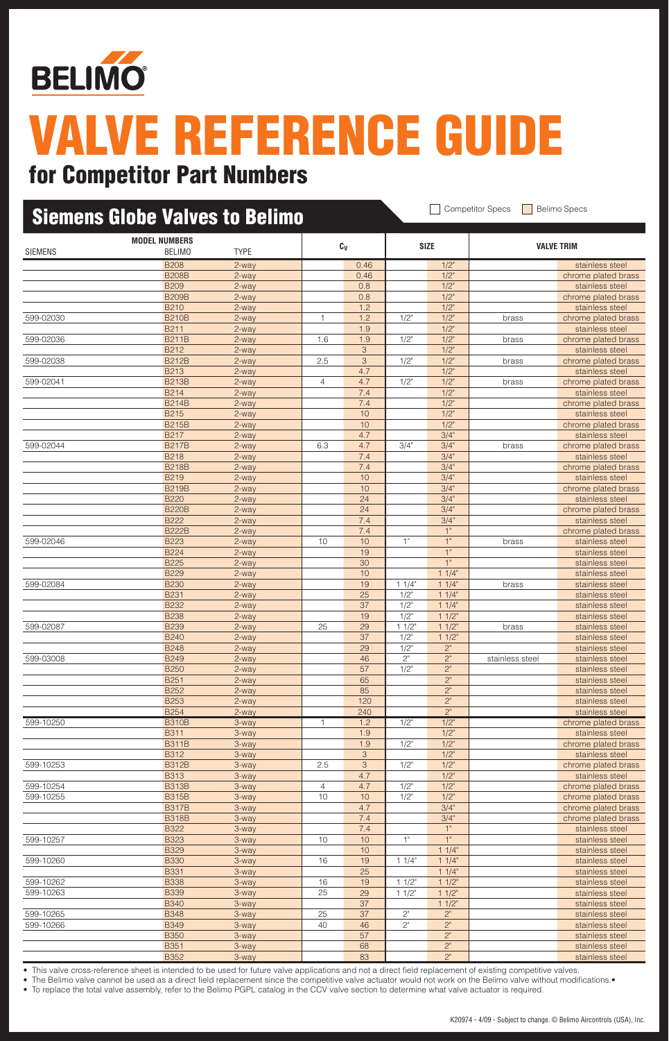BELIMO

# VALVE REFERENCE GUIDE

## for Competitor Part Numbers

## Siemens Globe Valves to Belimo

Competitor Specs | Belimo Specs

| SIEMENS (Model Numbers) | BELIMO (Model Numbers) | TYPE | $C_v$ (Competitor) | $C_v$ (Belimo) | SIZE (Competitor) | SIZE (Belimo) | VALVE TRIM (Competitor) | VALVE TRIM (Belimo) |
|---|---|---|---|---|---|---|---|---|
| | B208 | 2-way | | 0.46 | | 1/2" | | stainless steel |
| | B208B | 2-way | | 0.46 | | 1/2" | | chrome plated brass |
| | B209 | 2-way | | 0.8 | | 1/2" | | stainless steel |
| | B209B | 2-way | | 0.8 | | 1/2" | | chrome plated brass |
| | B210 | 2-way | | 1.2 | | 1/2" | | stainless steel |
| 599-02030 | B210B | 2-way | 1 | 1.2 | 1/2" | 1/2" | brass | chrome plated brass |
| | B211 | 2-way | | 1.9 | | 1/2" | | stainless steel |
| 599-02036 | B211B | 2-way | 1.6 | 1.9 | 1/2" | 1/2" | brass | chrome plated brass |
| | B212 | 2-way | | 3 | | 1/2" | | stainless steel |
| 599-02038 | B212B | 2-way | 2.5 | 3 | 1/2" | 1/2" | brass | chrome plated brass |
| | B213 | 2-way | | 4.7 | | 1/2" | | stainless steel |
| 599-02041 | B213B | 2-way | 4 | 4.7 | 1/2" | 1/2" | brass | chrome plated brass |
| | B214 | 2-way | | 7.4 | | 1/2" | | stainless steel |
| | B214B | 2-way | | 7.4 | | 1/2" | | chrome plated brass |
| | B215 | 2-way | | 10 | | 1/2" | | stainless steel |
| | B215B | 2-way | | 10 | | 1/2" | | chrome plated brass |
| | B217 | 2-way | | 4.7 | | 3/4" | | stainless steel |
| 599-02044 | B217B | 2-way | 6.3 | 4.7 | 3/4" | 3/4" | brass | chrome plated brass |
| | B218 | 2-way | | 7.4 | | 3/4" | | stainless steel |
| | B218B | 2-way | | 7.4 | | 3/4" | | chrome plated brass |
| | B219 | 2-way | | 10 | | 3/4" | | stainless steel |
| | B219B | 2-way | | 10 | | 3/4" | | chrome plated brass |
| | B220 | 2-way | | 24 | | 3/4" | | stainless steel |
| | B220B | 2-way | | 24 | | 3/4" | | chrome plated brass |
| | B222 | 2-way | | 7.4 | | 3/4" | | stainless steel |
| | B222B | 2-way | | 7.4 | | 1" | | chrome plated brass |
| 599-02046 | B223 | 2-way | 10 | 10 | 1" | 1" | brass | stainless steel |
| | B224 | 2-way | | 19 | | 1" | | stainless steel |
| | B225 | 2-way | | 30 | | 1" | | stainless steel |
| | B229 | 2-way | | 10 | | 1 1/4" | | stainless steel |
| 599-02084 | B230 | 2-way | | 19 | 1 1/4" | 1 1/4" | brass | stainless steel |
| | B231 | 2-way | | 25 | 1/2" | 1 1/4" | | stainless steel |
| | B232 | 2-way | | 37 | 1/2" | 1 1/4" | | stainless steel |
| | B238 | 2-way | | 19 | 1/2" | 1 1/2" | | stainless steel |
| 599-02087 | B239 | 2-way | 25 | 29 | 1 1/2" | 1 1/2" | brass | stainless steel |
| | B240 | 2-way | | 37 | 1/2" | 1 1/2" | | stainless steel |
| | B248 | 2-way | | 29 | 1/2" | 2" | | stainless steel |
| 599-03008 | B249 | 2-way | | 46 | 2" | 2" | stainless steel | stainless steel |
| | B250 | 2-way | | 57 | 1/2" | 2" | | stainless steel |
| | B251 | 2-way | | 65 | | 2" | | stainless steel |
| | B252 | 2-way | | 85 | | 2" | | stainless steel |
| | B253 | 2-way | | 120 | | 2" | | stainless steel |
| | B254 | 2-way | | 240 | | 2" | | stainless steel |
| 599-10250 | B310B | 3-way | 1 | 1.2 | 1/2" | 1/2" | | chrome plated brass |
| | B311 | 3-way | | 1.9 | | 1/2" | | stainless steel |
| | B311B | 3-way | | 1.9 | 1/2" | 1/2" | | chrome plated brass |
| | B312 | 3-way | | 3 | | 1/2" | | stainless steel |
| 599-10253 | B312B | 3-way | 2.5 | 3 | 1/2" | 1/2" | | chrome plated brass |
| | B313 | 3-way | | 4.7 | | 1/2" | | stainless steel |
| 599-10254 | B313B | 3-way | 4 | 4.7 | 1/2" | 1/2" | | chrome plated brass |
| 599-10255 | B315B | 3-way | 10 | 10 | 1/2" | 1/2" | | chrome plated brass |
| | B317B | 3-way | | 4.7 | | 3/4" | | chrome plated brass |
| | B318B | 3-way | | 7.4 | | 3/4" | | chrome plated brass |
| | B322 | 3-way | | 7.4 | | 1" | | stainless steel |
| 599-10257 | B323 | 3-way | 10 | 10 | 1" | 1" | | stainless steel |
| | B329 | 3-way | | 10 | | 1 1/4" | | stainless steel |
| 599-10260 | B330 | 3-way | 16 | 19 | 1 1/4" | 1 1/4" | | stainless steel |
| | B331 | 3-way | | 25 | | 1 1/4" | | stainless steel |
| 599-10262 | B338 | 3-way | 16 | 19 | 1 1/2" | 1 1/2" | | stainless steel |
| 599-10263 | B339 | 3-way | 25 | 29 | 1 1/2" | 1 1/2" | | stainless steel |
| | B340 | 3-way | | 37 | | 1 1/2" | | stainless steel |
| 599-10265 | B348 | 3-way | 25 | 37 | 2" | 2" | | stainless steel |
| 599-10266 | B349 | 3-way | 40 | 46 | 2" | 2" | | stainless steel |
| | B350 | 3-way | | 57 | | 2" | | stainless steel |
| | B351 | 3-way | | 68 | | 2" | | stainless steel |
| | B352 | 3-way | | 83 | | 2" | | stainless steel |

- This valve cross-reference sheet is intended to be used for future valve applications and not a direct field replacement of existing competitive valves.
- The Belimo valve cannot be used as a direct field replacement since the competitive valve actuator would not work on the Belimo valve without modifications.•
- To replace the total valve assembly, refer to the Belimo PGPL catalog in the CCV valve section to determine what valve actuator is required.

K20974 - 4/09 - Subject to change. © Belimo Aircontrols (USA), Inc.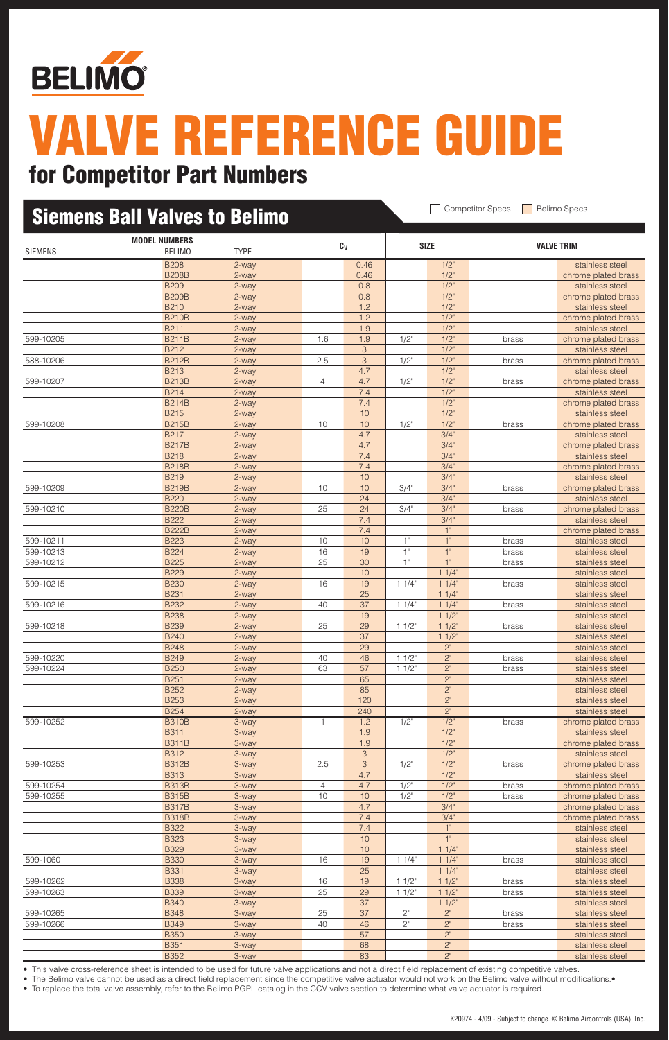# BELIMO

# VALVE REFERENCE GUIDE

## for Competitor Part Numbers

## Siemens Ball Valves to Belimo

☐ Competitor Specs ☐ Belimo Specs

| SIEMENS | BELIMO | TYPE | Cv (Competitor) | Cv (Belimo) | SIZE (Competitor) | SIZE (Belimo) | VALVE TRIM (Competitor) | VALVE TRIM (Belimo) |
|---|---|---|---|---|---|---|---|---|
| | B208 | 2-way | | 0.46 | | 1/2" | | stainless steel |
| | B208B | 2-way | | 0.46 | | 1/2" | | chrome plated brass |
| | B209 | 2-way | | 0.8 | | 1/2" | | stainless steel |
| | B209B | 2-way | | 0.8 | | 1/2" | | chrome plated brass |
| | B210 | 2-way | | 1.2 | | 1/2" | | stainless steel |
| | B210B | 2-way | | 1.2 | | 1/2" | | chrome plated brass |
| | B211 | 2-way | | 1.9 | | 1/2" | | stainless steel |
| 599-10205 | B211B | 2-way | 1.6 | 1.9 | 1/2" | 1/2" | brass | chrome plated brass |
| | B212 | 2-way | | 3 | | 1/2" | | stainless steel |
| 588-10206 | B212B | 2-way | 2.5 | 3 | 1/2" | 1/2" | brass | chrome plated brass |
| | B213 | 2-way | | 4.7 | | 1/2" | | stainless steel |
| 599-10207 | B213B | 2-way | 4 | 4.7 | 1/2" | 1/2" | brass | chrome plated brass |
| | B214 | 2-way | | 7.4 | | 1/2" | | stainless steel |
| | B214B | 2-way | | 7.4 | | 1/2" | | chrome plated brass |
| | B215 | 2-way | | 10 | | 1/2" | | stainless steel |
| 599-10208 | B215B | 2-way | 10 | 10 | 1/2" | 1/2" | brass | chrome plated brass |
| | B217 | 2-way | | 4.7 | | 3/4" | | stainless steel |
| | B217B | 2-way | | 4.7 | | 3/4" | | chrome plated brass |
| | B218 | 2-way | | 7.4 | | 3/4" | | stainless steel |
| | B218B | 2-way | | 7.4 | | 3/4" | | chrome plated brass |
| | B219 | 2-way | | 10 | | 3/4" | | stainless steel |
| 599-10209 | B219B | 2-way | 10 | 10 | 3/4" | 3/4" | brass | chrome plated brass |
| | B220 | 2-way | | 24 | | 3/4" | | stainless steel |
| 599-10210 | B220B | 2-way | 25 | 24 | 3/4" | 3/4" | brass | chrome plated brass |
| | B222 | 2-way | | 7.4 | | 3/4" | | stainless steel |
| | B222B | 2-way | | 7.4 | | 1" | | chrome plated brass |
| 599-10211 | B223 | 2-way | 10 | 10 | 1" | 1" | brass | stainless steel |
| 599-10213 | B224 | 2-way | 16 | 19 | 1" | 1" | brass | stainless steel |
| 599-10212 | B225 | 2-way | 25 | 30 | 1" | 1" | brass | stainless steel |
| | B229 | 2-way | | 10 | | 1 1/4" | | stainless steel |
| 599-10215 | B230 | 2-way | 16 | 19 | 1 1/4" | 1 1/4" | brass | stainless steel |
| | B231 | 2-way | | 25 | | 1 1/4" | | stainless steel |
| 599-10216 | B232 | 2-way | 40 | 37 | 1 1/4" | 1 1/4" | brass | stainless steel |
| | B238 | 2-way | | 19 | | 1 1/2" | | stainless steel |
| 599-10218 | B239 | 2-way | 25 | 29 | 1 1/2" | 1 1/2" | brass | stainless steel |
| | B240 | 2-way | | 37 | | 1 1/2" | | stainless steel |
| | B248 | 2-way | | 29 | | 2" | | stainless steel |
| 599-10220 | B249 | 2-way | 40 | 46 | 1 1/2" | 2" | brass | stainless steel |
| 599-10224 | B250 | 2-way | 63 | 57 | 1 1/2" | 2" | brass | stainless steel |
| | B251 | 2-way | | 65 | | 2" | | stainless steel |
| | B252 | 2-way | | 85 | | 2" | | stainless steel |
| | B253 | 2-way | | 120 | | 2" | | stainless steel |
| | B254 | 2-way | | 240 | | 2" | | stainless steel |
| 599-10252 | B310B | 3-way | 1 | 1.2 | 1/2" | 1/2" | brass | chrome plated brass |
| | B311 | 3-way | | 1.9 | | 1/2" | | stainless steel |
| | B311B | 3-way | | 1.9 | | 1/2" | | chrome plated brass |
| | B312 | 3-way | | 3 | | 1/2" | | stainless steel |
| 599-10253 | B312B | 3-way | 2.5 | 3 | 1/2" | 1/2" | brass | chrome plated brass |
| | B313 | 3-way | | 4.7 | | 1/2" | | stainless steel |
| 599-10254 | B313B | 3-way | 4 | 4.7 | 1/2" | 1/2" | brass | chrome plated brass |
| 599-10255 | B315B | 3-way | 10 | 10 | 1/2" | 1/2" | brass | chrome plated brass |
| | B317B | 3-way | | 4.7 | | 3/4" | | chrome plated brass |
| | B318B | 3-way | | 7.4 | | 3/4" | | chrome plated brass |
| | B322 | 3-way | | 7.4 | | 1" | | stainless steel |
| | B323 | 3-way | | 10 | | 1" | | stainless steel |
| | B329 | 3-way | | 10 | | 1 1/4" | | stainless steel |
| 599-1060 | B330 | 3-way | 16 | 19 | 1 1/4" | 1 1/4" | brass | stainless steel |
| | B331 | 3-way | | 25 | | 1 1/4" | | stainless steel |
| 599-10262 | B338 | 3-way | 16 | 19 | 1 1/2" | 1 1/2" | brass | stainless steel |
| 599-10263 | B339 | 3-way | 25 | 29 | 1 1/2" | 1 1/2" | brass | stainless steel |
| | B340 | 3-way | | 37 | | 1 1/2" | | stainless steel |
| 599-10265 | B348 | 3-way | 25 | 37 | 2" | 2" | brass | stainless steel |
| 599-10266 | B349 | 3-way | 40 | 46 | 2" | 2" | brass | stainless steel |
| | B350 | 3-way | | 57 | | 2" | | stainless steel |
| | B351 | 3-way | | 68 | | 2" | | stainless steel |
| | B352 | 3-way | | 83 | | 2" | | stainless steel |

- This valve cross-reference sheet is intended to be used for future valve applications and not a direct field replacement of existing competitive valves.
- The Belimo valve cannot be used as a direct field replacement since the competitive valve actuator would not work on the Belimo valve without modifications.•
- To replace the total valve assembly, refer to the Belimo PGPL catalog in the CCV valve section to determine what valve actuator is required.

K20974 - 4/09 - Subject to change. © Belimo Aircontrols (USA), Inc.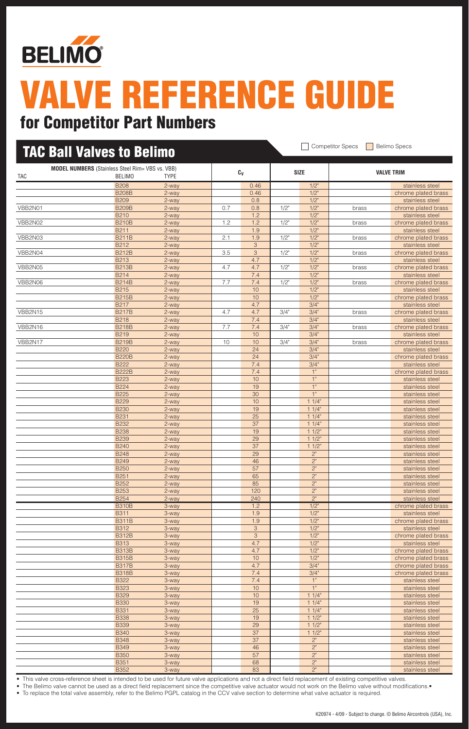BELIMO

# VALVE REFERENCE GUIDE

## for Competitor Part Numbers

## TAC Ball Valves to Belimo

Competitor Specs | Belimo Specs

| MODEL NUMBERS (Stainless Steel Rim= VBS vs. VBB) TAC | BELIMO | TYPE | $C_V$ | | SIZE | | VALVE TRIM | |
|---|---|---|---|---|---|---|---|---|
| | B208 | 2-way | | 0.46 | | 1/2" | | stainless steel |
| | B208B | 2-way | | 0.46 | | 1/2" | | chrome plated brass |
| | B209 | 2-way | | 0.8 | | 1/2" | | stainless steel |
| VBB2N01 | B209B | 2-way | 0.7 | 0.8 | 1/2" | 1/2" | brass | chrome plated brass |
| | B210 | 2-way | | 1.2 | | 1/2" | | stainless steel |
| VBB2N02 | B210B | 2-way | 1.2 | 1.2 | 1/2" | 1/2" | brass | chrome plated brass |
| | B211 | 2-way | | 1.9 | | 1/2" | | stainless steel |
| VBB2N03 | B211B | 2-way | 2.1 | 1.9 | 1/2" | 1/2" | brass | chrome plated brass |
| | B212 | 2-way | | 3 | | 1/2" | | stainless steel |
| VBB2N04 | B212B | 2-way | 3.5 | 3 | 1/2" | 1/2" | brass | chrome plated brass |
| | B213 | 2-way | | 4.7 | | 1/2" | | stainless steel |
| VBB2N05 | B213B | 2-way | 4.7 | 4.7 | 1/2" | 1/2" | brass | chrome plated brass |
| | B214 | 2-way | | 7.4 | | 1/2" | | stainless steel |
| VBB2N06 | B214B | 2-way | 7.7 | 7.4 | 1/2" | 1/2" | brass | chrome plated brass |
| | B215 | 2-way | | 10 | | 1/2" | | stainless steel |
| | B215B | 2-way | | 10 | | 1/2" | | chrome plated brass |
| | B217 | 2-way | | 4.7 | | 3/4" | | stainless steel |
| VBB2N15 | B217B | 2-way | 4.7 | 4.7 | 3/4" | 3/4" | brass | chrome plated brass |
| | B218 | 2-way | | 7.4 | | 3/4" | | stainless steel |
| VBB2N16 | B218B | 2-way | 7.7 | 7.4 | 3/4" | 3/4" | brass | chrome plated brass |
| | B219 | 2-way | | 10 | | 3/4" | | stainless steel |
| VBB2N17 | B219B | 2-way | 10 | 10 | 3/4" | 3/4" | brass | chrome plated brass |
| | B220 | 2-way | | 24 | | 3/4" | | stainless steel |
| | B220B | 2-way | | 24 | | 3/4" | | chrome plated brass |
| | B222 | 2-way | | 7.4 | | 3/4" | | stainless steel |
| | B222B | 2-way | | 7.4 | | 1" | | chrome plated brass |
| | B223 | 2-way | | 10 | | 1" | | stainless steel |
| | B224 | 2-way | | 19 | | 1" | | stainless steel |
| | B225 | 2-way | | 30 | | 1" | | stainless steel |
| | B229 | 2-way | | 10 | | 1 1/4" | | stainless steel |
| | B230 | 2-way | | 19 | | 1 1/4" | | stainless steel |
| | B231 | 2-way | | 25 | | 1 1/4" | | stainless steel |
| | B232 | 2-way | | 37 | | 1 1/4" | | stainless steel |
| | B238 | 2-way | | 19 | | 1 1/2" | | stainless steel |
| | B239 | 2-way | | 29 | | 1 1/2" | | stainless steel |
| | B240 | 2-way | | 37 | | 1 1/2" | | stainless steel |
| | B248 | 2-way | | 29 | | 2" | | stainless steel |
| | B249 | 2-way | | 46 | | 2" | | stainless steel |
| | B250 | 2-way | | 57 | | 2" | | stainless steel |
| | B251 | 2-way | | 65 | | 2" | | stainless steel |
| | B252 | 2-way | | 85 | | 2" | | stainless steel |
| | B253 | 2-way | | 120 | | 2" | | stainless steel |
| | B254 | 2-way | | 240 | | 2" | | stainless steel |
| | B310B | 3-way | | 1.2 | | 1/2" | | chrome plated brass |
| | B311 | 3-way | | 1.9 | | 1/2" | | stainless steel |
| | B311B | 3-way | | 1.9 | | 1/2" | | chrome plated brass |
| | B312 | 3-way | | 3 | | 1/2" | | stainless steel |
| | B312B | 3-way | | 3 | | 1/2" | | chrome plated brass |
| | B313 | 3-way | | 4.7 | | 1/2" | | stainless steel |
| | B313B | 3-way | | 4.7 | | 1/2" | | chrome plated brass |
| | B315B | 3-way | | 10 | | 1/2" | | chrome plated brass |
| | B317B | 3-way | | 4.7 | | 3/4" | | chrome plated brass |
| | B318B | 3-way | | 7.4 | | 3/4" | | chrome plated brass |
| | B322 | 3-way | | 7.4 | | 1" | | stainless steel |
| | B323 | 3-way | | 10 | | 1" | | stainless steel |
| | B329 | 3-way | | 10 | | 1 1/4" | | stainless steel |
| | B330 | 3-way | | 19 | | 1 1/4" | | stainless steel |
| | B331 | 3-way | | 25 | | 1 1/4" | | stainless steel |
| | B338 | 3-way | | 19 | | 1 1/2" | | stainless steel |
| | B339 | 3-way | | 29 | | 1 1/2" | | stainless steel |
| | B340 | 3-way | | 37 | | 1 1/2" | | stainless steel |
| | B348 | 3-way | | 37 | | 2" | | stainless steel |
| | B349 | 3-way | | 46 | | 2" | | stainless steel |
| | B350 | 3-way | | 57 | | 2" | | stainless steel |
| | B351 | 3-way | | 68 | | 2" | | stainless steel |
| | B352 | 3-way | | 83 | | 2" | | stainless steel |

- This valve cross-reference sheet is intended to be used for future valve applications and not a direct field replacement of existing competitive valves.
- The Belimo valve cannot be used as a direct field replacement since the competitive valve actuator would not work on the Belimo valve without modifications.•
- To replace the total valve assembly, refer to the Belimo PGPL catalog in the CCV valve section to determine what valve actuator is required.

K20974 - 4/09 - Subject to change. © Belimo Aircontrols (USA), Inc.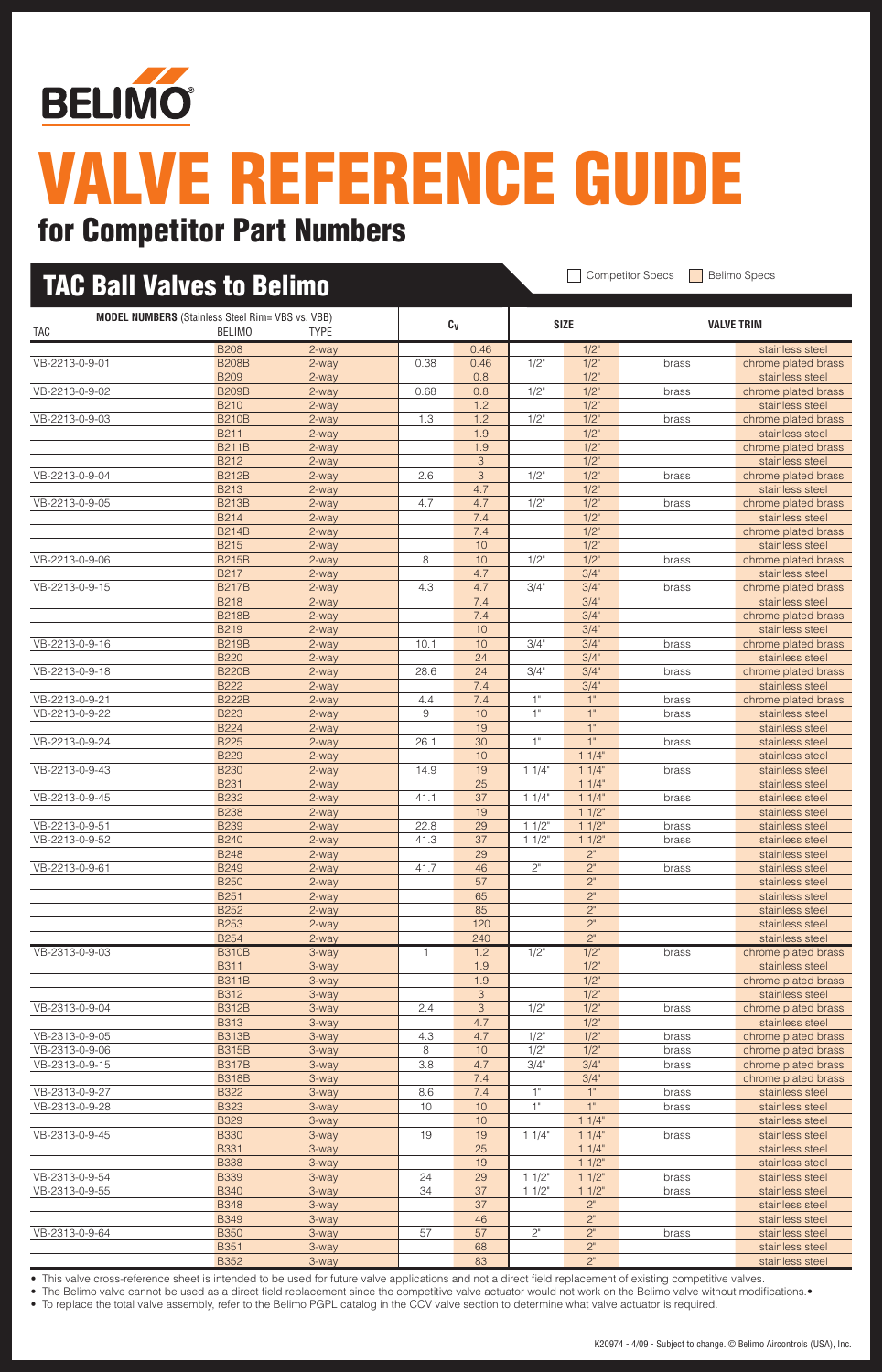# VALVE REFERENCE GUIDE

## for Competitor Part Numbers

## TAC Ball Valves to Belimo

Competitor Specs | Belimo Specs

| MODEL NUMBERS (Stainless Steel Rim= VBS vs. VBB) TAC | BELIMO | TYPE | $C_V$ | | SIZE | | VALVE TRIM | |
|---|---|---|---|---|---|---|---|---|
| | B208 | 2-way | | 0.46 | | 1/2" | | stainless steel |
| VB-2213-0-9-01 | B208B | 2-way | 0.38 | 0.46 | 1/2" | 1/2" | brass | chrome plated brass |
| | B209 | 2-way | | 0.8 | | 1/2" | | stainless steel |
| VB-2213-0-9-02 | B209B | 2-way | 0.68 | 0.8 | 1/2" | 1/2" | brass | chrome plated brass |
| | B210 | 2-way | | 1.2 | | 1/2" | | stainless steel |
| VB-2213-0-9-03 | B210B | 2-way | 1.3 | 1.2 | 1/2" | 1/2" | brass | chrome plated brass |
| | B211 | 2-way | | 1.9 | | 1/2" | | stainless steel |
| | B211B | 2-way | | 1.9 | | 1/2" | | chrome plated brass |
| | B212 | 2-way | | 3 | | 1/2" | | stainless steel |
| VB-2213-0-9-04 | B212B | 2-way | 2.6 | 3 | 1/2" | 1/2" | brass | chrome plated brass |
| | B213 | 2-way | | 4.7 | | 1/2" | | stainless steel |
| VB-2213-0-9-05 | B213B | 2-way | 4.7 | 4.7 | 1/2" | 1/2" | brass | chrome plated brass |
| | B214 | 2-way | | 7.4 | | 1/2" | | stainless steel |
| | B214B | 2-way | | 7.4 | | 1/2" | | chrome plated brass |
| | B215 | 2-way | | 10 | | 1/2" | | stainless steel |
| VB-2213-0-9-06 | B215B | 2-way | 8 | 10 | 1/2" | 1/2" | brass | chrome plated brass |
| | B217 | 2-way | | 4.7 | | 3/4" | | stainless steel |
| VB-2213-0-9-15 | B217B | 2-way | 4.3 | 4.7 | 3/4" | 3/4" | brass | chrome plated brass |
| | B218 | 2-way | | 7.4 | | 3/4" | | stainless steel |
| | B218B | 2-way | | 7.4 | | 3/4" | | chrome plated brass |
| | B219 | 2-way | | 10 | | 3/4" | | stainless steel |
| VB-2213-0-9-16 | B219B | 2-way | 10.1 | 10 | 3/4" | 3/4" | brass | chrome plated brass |
| | B220 | 2-way | | 24 | | 3/4" | | stainless steel |
| VB-2213-0-9-18 | B220B | 2-way | 28.6 | 24 | 3/4" | 3/4" | brass | chrome plated brass |
| | B222 | 2-way | | 7.4 | | 3/4" | | stainless steel |
| VB-2213-0-9-21 | B222B | 2-way | 4.4 | 7.4 | 1" | 1" | brass | chrome plated brass |
| VB-2213-0-9-22 | B223 | 2-way | 9 | 10 | 1" | 1" | brass | stainless steel |
| | B224 | 2-way | | 19 | | 1" | | stainless steel |
| VB-2213-0-9-24 | B225 | 2-way | 26.1 | 30 | 1" | 1" | brass | stainless steel |
| | B229 | 2-way | | 10 | | 1 1/4" | | stainless steel |
| VB-2213-0-9-43 | B230 | 2-way | 14.9 | 19 | 1 1/4" | 1 1/4" | brass | stainless steel |
| | B231 | 2-way | | 25 | | 1 1/4" | | stainless steel |
| VB-2213-0-9-45 | B232 | 2-way | 41.1 | 37 | 1 1/4" | 1 1/4" | brass | stainless steel |
| | B238 | 2-way | | 19 | | 1 1/2" | | stainless steel |
| VB-2213-0-9-51 | B239 | 2-way | 22.8 | 29 | 1 1/2" | 1 1/2" | brass | stainless steel |
| VB-2213-0-9-52 | B240 | 2-way | 41.3 | 37 | 1 1/2" | 1 1/2" | brass | stainless steel |
| | B248 | 2-way | | 29 | | 2" | | stainless steel |
| VB-2213-0-9-61 | B249 | 2-way | 41.7 | 46 | 2" | 2" | brass | stainless steel |
| | B250 | 2-way | | 57 | | 2" | | stainless steel |
| | B251 | 2-way | | 65 | | 2" | | stainless steel |
| | B252 | 2-way | | 85 | | 2" | | stainless steel |
| | B253 | 2-way | | 120 | | 2" | | stainless steel |
| | B254 | 2-way | | 240 | | 2" | | stainless steel |
| VB-2313-0-9-03 | B310B | 3-way | 1 | 1.2 | 1/2" | 1/2" | brass | chrome plated brass |
| | B311 | 3-way | | 1.9 | | 1/2" | | stainless steel |
| | B311B | 3-way | | 1.9 | | 1/2" | | chrome plated brass |
| | B312 | 3-way | | 3 | | 1/2" | | stainless steel |
| VB-2313-0-9-04 | B312B | 3-way | 2.4 | 3 | 1/2" | 1/2" | brass | chrome plated brass |
| | B313 | 3-way | | 4.7 | | 1/2" | | stainless steel |
| VB-2313-0-9-05 | B313B | 3-way | 4.3 | 4.7 | 1/2" | 1/2" | brass | chrome plated brass |
| VB-2313-0-9-06 | B315B | 3-way | 8 | 10 | 1/2" | 1/2" | brass | chrome plated brass |
| VB-2313-0-9-15 | B317B | 3-way | 3.8 | 4.7 | 3/4" | 3/4" | brass | chrome plated brass |
| | B318B | 3-way | | 7.4 | | 3/4" | | chrome plated brass |
| VB-2313-0-9-27 | B322 | 3-way | 8.6 | 7.4 | 1" | 1" | brass | stainless steel |
| VB-2313-0-9-28 | B323 | 3-way | 10 | 10 | 1" | 1" | brass | stainless steel |
| | B329 | 3-way | | 10 | | 1 1/4" | | stainless steel |
| VB-2313-0-9-45 | B330 | 3-way | 19 | 19 | 1 1/4" | 1 1/4" | brass | stainless steel |
| | B331 | 3-way | | 25 | | 1 1/4" | | stainless steel |
| | B338 | 3-way | | 19 | | 1 1/2" | | stainless steel |
| VB-2313-0-9-54 | B339 | 3-way | 24 | 29 | 1 1/2" | 1 1/2" | brass | stainless steel |
| VB-2313-0-9-55 | B340 | 3-way | 34 | 37 | 1 1/2" | 1 1/2" | brass | stainless steel |
| | B348 | 3-way | | 37 | | 2" | | stainless steel |
| | B349 | 3-way | | 46 | | 2" | | stainless steel |
| VB-2313-0-9-64 | B350 | 3-way | 57 | 57 | 2" | 2" | brass | stainless steel |
| | B351 | 3-way | | 68 | | 2" | | stainless steel |
| | B352 | 3-way | | 83 | | 2" | | stainless steel |

- This valve cross-reference sheet is intended to be used for future valve applications and not a direct field replacement of existing competitive valves.
- The Belimo valve cannot be used as a direct field replacement since the competitive valve actuator would not work on the Belimo valve without modifications.•
- To replace the total valve assembly, refer to the Belimo PGPL catalog in the CCV valve section to determine what valve actuator is required.

K20974 - 4/09 - Subject to change. © Belimo Aircontrols (USA), Inc.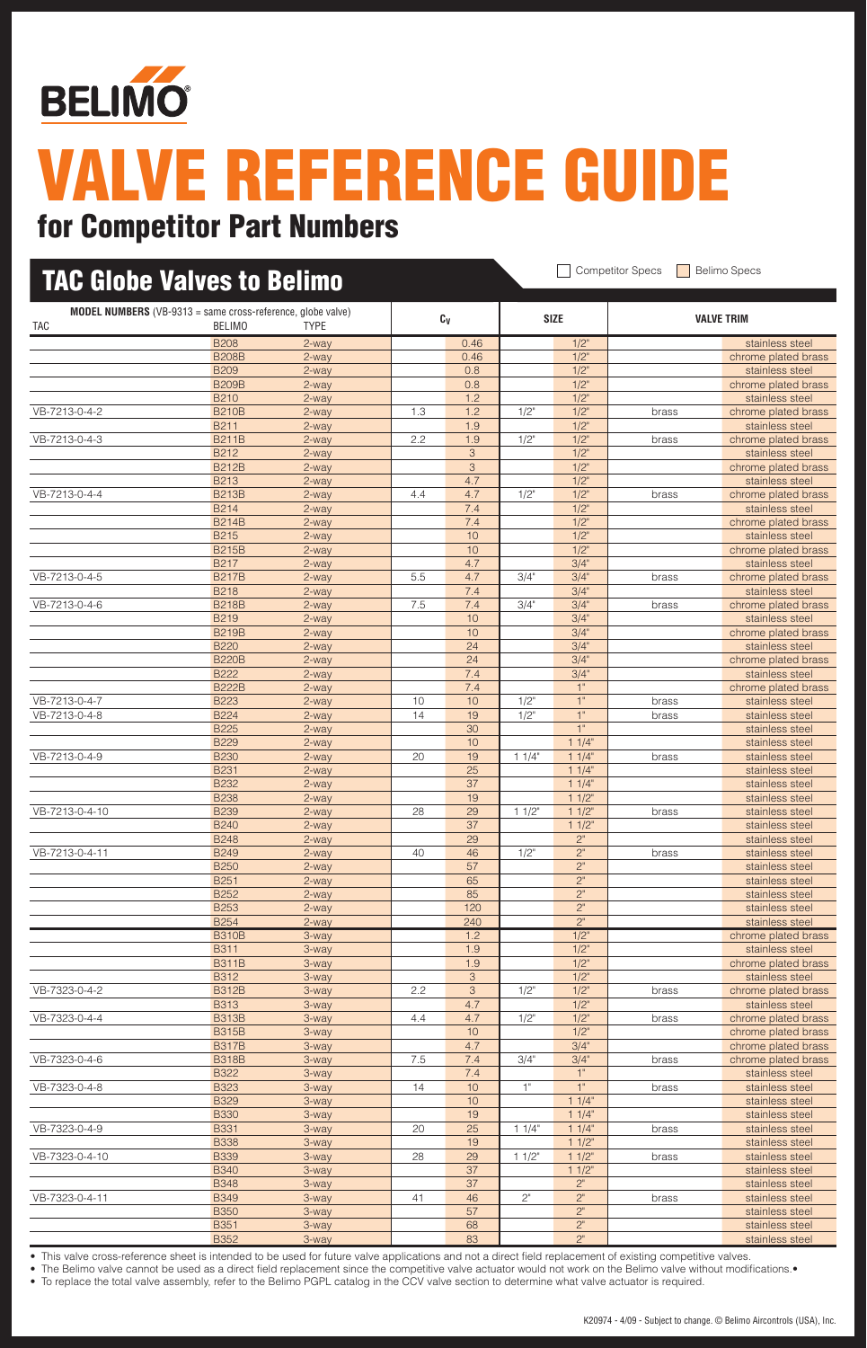BELIMO

# VALVE REFERENCE GUIDE

## for Competitor Part Numbers

## TAC Globe Valves to Belimo

☐ Competitor Specs ☐ Belimo Specs

| MODEL NUMBERS (VB-9313 = same cross-reference, globe valve) TAC | BELIMO | TYPE | $C_V$ | | SIZE | | VALVE TRIM | |
|---|---|---|---|---|---|---|---|---|
| | B208 | 2-way | | 0.46 | | 1/2" | | stainless steel |
| | B208B | 2-way | | 0.46 | | 1/2" | | chrome plated brass |
| | B209 | 2-way | | 0.8 | | 1/2" | | stainless steel |
| | B209B | 2-way | | 0.8 | | 1/2" | | chrome plated brass |
| | B210 | 2-way | | 1.2 | | 1/2" | | stainless steel |
| VB-7213-0-4-2 | B210B | 2-way | 1.3 | 1.2 | 1/2" | 1/2" | brass | chrome plated brass |
| | B211 | 2-way | | 1.9 | | 1/2" | | stainless steel |
| VB-7213-0-4-3 | B211B | 2-way | 2.2 | 1.9 | 1/2" | 1/2" | brass | chrome plated brass |
| | B212 | 2-way | | 3 | | 1/2" | | stainless steel |
| | B212B | 2-way | | 3 | | 1/2" | | chrome plated brass |
| | B213 | 2-way | | 4.7 | | 1/2" | | stainless steel |
| VB-7213-0-4-4 | B213B | 2-way | 4.4 | 4.7 | 1/2" | 1/2" | brass | chrome plated brass |
| | B214 | 2-way | | 7.4 | | 1/2" | | stainless steel |
| | B214B | 2-way | | 7.4 | | 1/2" | | chrome plated brass |
| | B215 | 2-way | | 10 | | 1/2" | | stainless steel |
| | B215B | 2-way | | 10 | | 1/2" | | chrome plated brass |
| | B217 | 2-way | | 4.7 | | 3/4" | | stainless steel |
| VB-7213-0-4-5 | B217B | 2-way | 5.5 | 4.7 | 3/4" | 3/4" | brass | chrome plated brass |
| | B218 | 2-way | | 7.4 | | 3/4" | | stainless steel |
| VB-7213-0-4-6 | B218B | 2-way | 7.5 | 7.4 | 3/4" | 3/4" | brass | chrome plated brass |
| | B219 | 2-way | | 10 | | 3/4" | | stainless steel |
| | B219B | 2-way | | 10 | | 3/4" | | chrome plated brass |
| | B220 | 2-way | | 24 | | 3/4" | | stainless steel |
| | B220B | 2-way | | 24 | | 3/4" | | chrome plated brass |
| | B222 | 2-way | | 7.4 | | 3/4" | | stainless steel |
| | B222B | 2-way | | 7.4 | | 1" | | chrome plated brass |
| VB-7213-0-4-7 | B223 | 2-way | 10 | 10 | 1/2" | 1" | brass | stainless steel |
| VB-7213-0-4-8 | B224 | 2-way | 14 | 19 | 1/2" | 1" | brass | stainless steel |
| | B225 | 2-way | | 30 | | 1" | | stainless steel |
| | B229 | 2-way | | 10 | | 1 1/4" | | stainless steel |
| VB-7213-0-4-9 | B230 | 2-way | 20 | 19 | 1 1/4" | 1 1/4" | brass | stainless steel |
| | B231 | 2-way | | 25 | | 1 1/4" | | stainless steel |
| | B232 | 2-way | | 37 | | 1 1/4" | | stainless steel |
| | B238 | 2-way | | 19 | | 1 1/2" | | stainless steel |
| VB-7213-0-4-10 | B239 | 2-way | 28 | 29 | 1 1/2" | 1 1/2" | brass | stainless steel |
| | B240 | 2-way | | 37 | | 1 1/2" | | stainless steel |
| | B248 | 2-way | | 29 | | 2" | | stainless steel |
| VB-7213-0-4-11 | B249 | 2-way | 40 | 46 | 1/2" | 2" | brass | stainless steel |
| | B250 | 2-way | | 57 | | 2" | | stainless steel |
| | B251 | 2-way | | 65 | | 2" | | stainless steel |
| | B252 | 2-way | | 85 | | 2" | | stainless steel |
| | B253 | 2-way | | 120 | | 2" | | stainless steel |
| | B254 | 2-way | | 240 | | 2" | | stainless steel |
| | B310B | 3-way | | 1.2 | | 1/2" | | chrome plated brass |
| | B311 | 3-way | | 1.9 | | 1/2" | | stainless steel |
| | B311B | 3-way | | 1.9 | | 1/2" | | chrome plated brass |
| | B312 | 3-way | | 3 | | 1/2" | | stainless steel |
| VB-7323-0-4-2 | B312B | 3-way | 2.2 | 3 | 1/2" | 1/2" | brass | chrome plated brass |
| | B313 | 3-way | | 4.7 | | 1/2" | | stainless steel |
| VB-7323-0-4-4 | B313B | 3-way | 4.4 | 4.7 | 1/2" | 1/2" | brass | chrome plated brass |
| | B315B | 3-way | | 10 | | 1/2" | | chrome plated brass |
| | B317B | 3-way | | 4.7 | | 3/4" | | chrome plated brass |
| VB-7323-0-4-6 | B318B | 3-way | 7.5 | 7.4 | 3/4" | 3/4" | brass | chrome plated brass |
| | B322 | 3-way | | 7.4 | | 1" | | stainless steel |
| VB-7323-0-4-8 | B323 | 3-way | 14 | 10 | 1" | 1" | brass | stainless steel |
| | B329 | 3-way | | 10 | | 1 1/4" | | stainless steel |
| | B330 | 3-way | | 19 | | 1 1/4" | | stainless steel |
| VB-7323-0-4-9 | B331 | 3-way | 20 | 25 | 1 1/4" | 1 1/4" | brass | stainless steel |
| | B338 | 3-way | | 19 | | 1 1/2" | | stainless steel |
| VB-7323-0-4-10 | B339 | 3-way | 28 | 29 | 1 1/2" | 1 1/2" | brass | stainless steel |
| | B340 | 3-way | | 37 | | 1 1/2" | | stainless steel |
| | B348 | 3-way | | 37 | | 2" | | stainless steel |
| VB-7323-0-4-11 | B349 | 3-way | 41 | 46 | 2" | 2" | brass | stainless steel |
| | B350 | 3-way | | 57 | | 2" | | stainless steel |
| | B351 | 3-way | | 68 | | 2" | | stainless steel |
| | B352 | 3-way | | 83 | | 2" | | stainless steel |

- This valve cross-reference sheet is intended to be used for future valve applications and not a direct field replacement of existing competitive valves.
- The Belimo valve cannot be used as a direct field replacement since the competitive valve actuator would not work on the Belimo valve without modifications.•
- To replace the total valve assembly, refer to the Belimo PGPL catalog in the CCV valve section to determine what valve actuator is required.

K20974 - 4/09 - Subject to change. © Belimo Aircontrols (USA), Inc.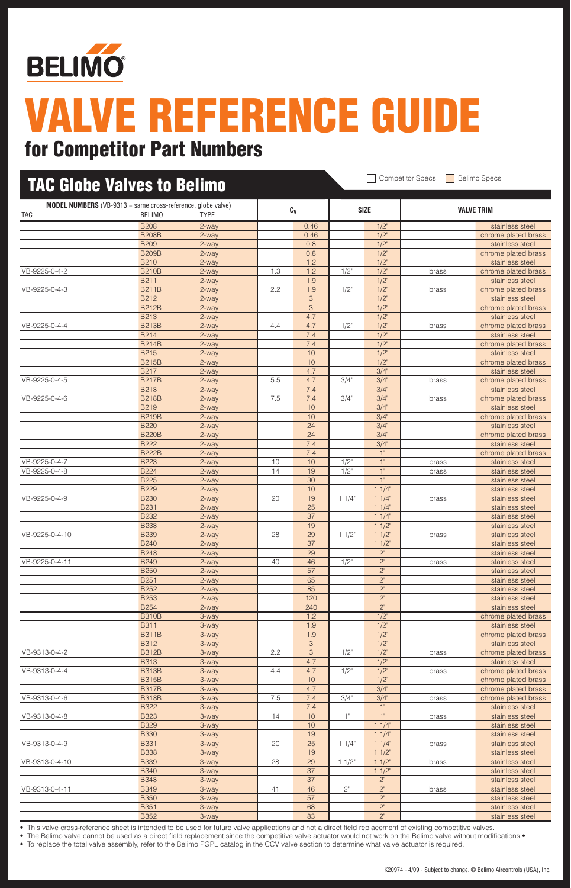BELIMO

# VALVE REFERENCE GUIDE

## for Competitor Part Numbers

### TAC Globe Valves to Belimo

Competitor Specs | Belimo Specs

| MODEL NUMBERS (VB-9313 = same cross-reference, globe valve) TAC | BELIMO | TYPE | $C_V$ | | SIZE | | VALVE TRIM | |
|---|---|---|---|---|---|---|---|---|
| | B208 | 2-way | | 0.46 | | 1/2" | | stainless steel |
| | B208B | 2-way | | 0.46 | | 1/2" | | chrome plated brass |
| | B209 | 2-way | | 0.8 | | 1/2" | | stainless steel |
| | B209B | 2-way | | 0.8 | | 1/2" | | chrome plated brass |
| | B210 | 2-way | | 1.2 | | 1/2" | | stainless steel |
| VB-9225-0-4-2 | B210B | 2-way | 1.3 | 1.2 | 1/2" | 1/2" | brass | chrome plated brass |
| | B211 | 2-way | | 1.9 | | 1/2" | | stainless steel |
| VB-9225-0-4-3 | B211B | 2-way | 2.2 | 1.9 | 1/2" | 1/2" | brass | chrome plated brass |
| | B212 | 2-way | | 3 | | 1/2" | | stainless steel |
| | B212B | 2-way | | 3 | | 1/2" | | chrome plated brass |
| | B213 | 2-way | | 4.7 | | 1/2" | | stainless steel |
| VB-9225-0-4-4 | B213B | 2-way | 4.4 | 4.7 | 1/2" | 1/2" | brass | chrome plated brass |
| | B214 | 2-way | | 7.4 | | 1/2" | | stainless steel |
| | B214B | 2-way | | 7.4 | | 1/2" | | chrome plated brass |
| | B215 | 2-way | | 10 | | 1/2" | | stainless steel |
| | B215B | 2-way | | 10 | | 1/2" | | chrome plated brass |
| | B217 | 2-way | | 4.7 | | 3/4" | | stainless steel |
| VB-9225-0-4-5 | B217B | 2-way | 5.5 | 4.7 | 3/4" | 3/4" | brass | chrome plated brass |
| | B218 | 2-way | | 7.4 | | 3/4" | | stainless steel |
| VB-9225-0-4-6 | B218B | 2-way | 7.5 | 7.4 | 3/4" | 3/4" | brass | chrome plated brass |
| | B219 | 2-way | | 10 | | 3/4" | | stainless steel |
| | B219B | 2-way | | 10 | | 3/4" | | chrome plated brass |
| | B220 | 2-way | | 24 | | 3/4" | | stainless steel |
| | B220B | 2-way | | 24 | | 3/4" | | chrome plated brass |
| | B222 | 2-way | | 7.4 | | 3/4" | | stainless steel |
| | B222B | 2-way | | 7.4 | | 1" | | chrome plated brass |
| VB-9225-0-4-7 | B223 | 2-way | 10 | 10 | 1/2" | 1" | brass | stainless steel |
| VB-9225-0-4-8 | B224 | 2-way | 14 | 19 | 1/2" | 1" | brass | stainless steel |
| | B225 | 2-way | | 30 | | 1" | | stainless steel |
| | B229 | 2-way | | 10 | | 1 1/4" | | stainless steel |
| VB-9225-0-4-9 | B230 | 2-way | 20 | 19 | 1 1/4" | 1 1/4" | brass | stainless steel |
| | B231 | 2-way | | 25 | | 1 1/4" | | stainless steel |
| | B232 | 2-way | | 37 | | 1 1/4" | | stainless steel |
| | B238 | 2-way | | 19 | | 1 1/2" | | stainless steel |
| VB-9225-0-4-10 | B239 | 2-way | 28 | 29 | 1 1/2" | 1 1/2" | brass | stainless steel |
| | B240 | 2-way | | 37 | | 1 1/2" | | stainless steel |
| | B248 | 2-way | | 29 | | 2" | | stainless steel |
| VB-9225-0-4-11 | B249 | 2-way | 40 | 46 | 1/2" | 2" | brass | stainless steel |
| | B250 | 2-way | | 57 | | 2" | | stainless steel |
| | B251 | 2-way | | 65 | | 2" | | stainless steel |
| | B252 | 2-way | | 85 | | 2" | | stainless steel |
| | B253 | 2-way | | 120 | | 2" | | stainless steel |
| | B254 | 2-way | | 240 | | 2" | | stainless steel |
| | B310B | 3-way | | 1.2 | | 1/2" | | chrome plated brass |
| | B311 | 3-way | | 1.9 | | 1/2" | | stainless steel |
| | B311B | 3-way | | 1.9 | | 1/2" | | chrome plated brass |
| | B312 | 3-way | | 3 | | 1/2" | | stainless steel |
| VB-9313-0-4-2 | B312B | 3-way | 2.2 | 3 | 1/2" | 1/2" | brass | chrome plated brass |
| | B313 | 3-way | | 4.7 | | 1/2" | | stainless steel |
| VB-9313-0-4-4 | B313B | 3-way | 4.4 | 4.7 | 1/2" | 1/2" | brass | chrome plated brass |
| | B315B | 3-way | | 10 | | 1/2" | | chrome plated brass |
| | B317B | 3-way | | 4.7 | | 3/4" | | chrome plated brass |
| VB-9313-0-4-6 | B318B | 3-way | 7.5 | 7.4 | 3/4" | 3/4" | brass | chrome plated brass |
| | B322 | 3-way | | 7.4 | | 1" | | stainless steel |
| VB-9313-0-4-8 | B323 | 3-way | 14 | 10 | 1" | 1" | brass | stainless steel |
| | B329 | 3-way | | 10 | | 1 1/4" | | stainless steel |
| | B330 | 3-way | | 19 | | 1 1/4" | | stainless steel |
| VB-9313-0-4-9 | B331 | 3-way | 20 | 25 | 1 1/4" | 1 1/4" | brass | stainless steel |
| | B338 | 3-way | | 19 | | 1 1/2" | | stainless steel |
| VB-9313-0-4-10 | B339 | 3-way | 28 | 29 | 1 1/2" | 1 1/2" | brass | stainless steel |
| | B340 | 3-way | | 37 | | 1 1/2" | | stainless steel |
| | B348 | 3-way | | 37 | | 2" | | stainless steel |
| VB-9313-0-4-11 | B349 | 3-way | 41 | 46 | 2" | 2" | brass | stainless steel |
| | B350 | 3-way | | 57 | | 2" | | stainless steel |
| | B351 | 3-way | | 68 | | 2" | | stainless steel |
| | B352 | 3-way | | 83 | | 2" | | stainless steel |

- This valve cross-reference sheet is intended to be used for future valve applications and not a direct field replacement of existing competitive valves.
- The Belimo valve cannot be used as a direct field replacement since the competitive valve actuator would not work on the Belimo valve without modifications.•
- To replace the total valve assembly, refer to the Belimo PGPL catalog in the CCV valve section to determine what valve actuator is required.

K20974 - 4/09 - Subject to change. © Belimo Aircontrols (USA), Inc.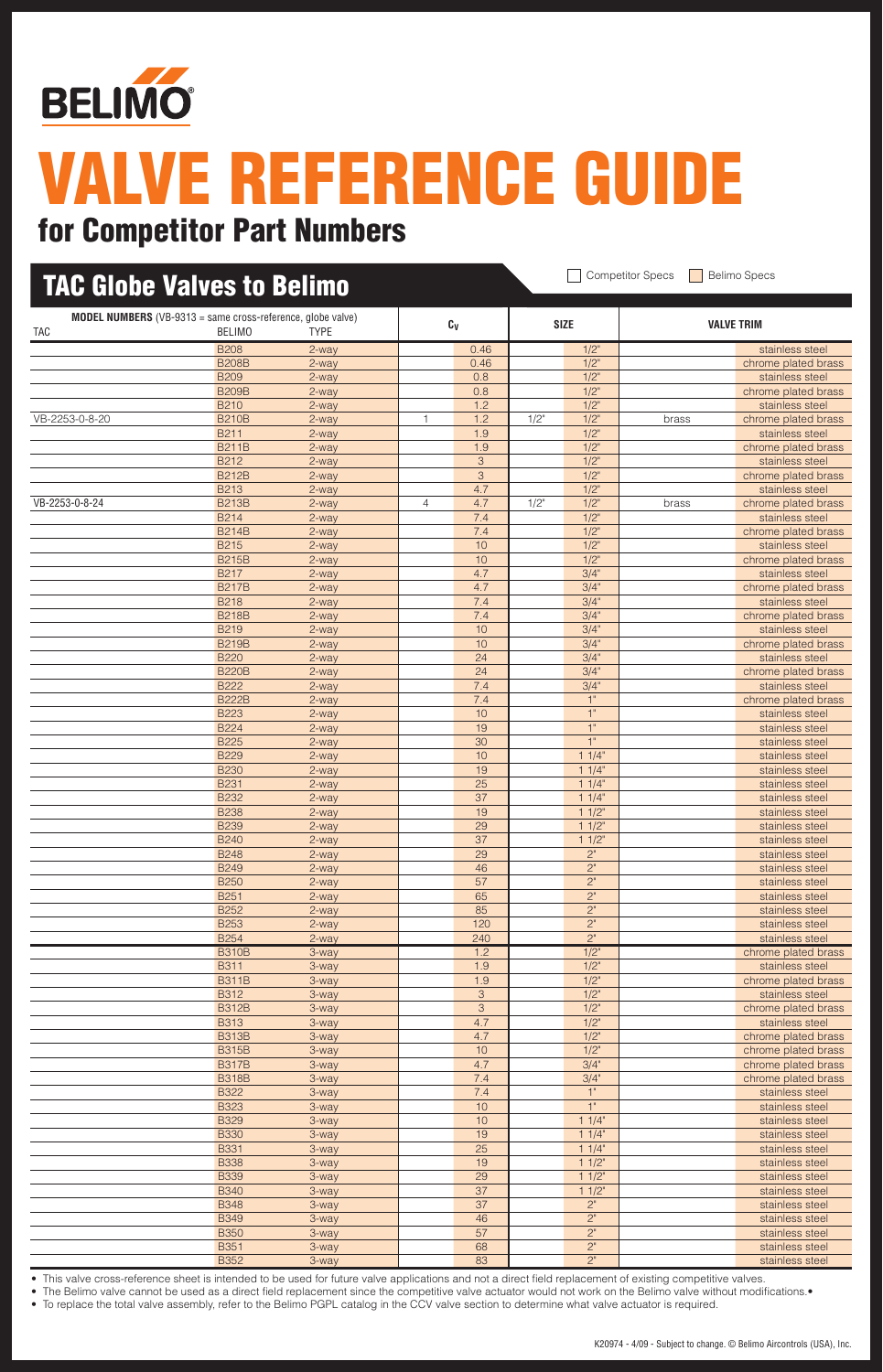# VALVE REFERENCE GUIDE

## for Competitor Part Numbers

## TAC Globe Valves to Belimo

Competitor Specs | Belimo Specs

**MODEL NUMBERS** (VB-9313 = same cross-reference, globe valve)

| TAC | BELIMO | TYPE | $C_V$ (TAC) | $C_V$ (Belimo) | SIZE (TAC) | SIZE (Belimo) | VALVE TRIM (TAC) | VALVE TRIM (Belimo) |
|---|---|---|---|---|---|---|---|---|
| | B208 | 2-way | | 0.46 | | 1/2" | | stainless steel |
| | B208B | 2-way | | 0.46 | | 1/2" | | chrome plated brass |
| | B209 | 2-way | | 0.8 | | 1/2" | | stainless steel |
| | B209B | 2-way | | 0.8 | | 1/2" | | chrome plated brass |
| | B210 | 2-way | | 1.2 | | 1/2" | | stainless steel |
| VB-2253-0-8-20 | B210B | 2-way | 1 | 1.2 | 1/2" | 1/2" | brass | chrome plated brass |
| | B211 | 2-way | | 1.9 | | 1/2" | | stainless steel |
| | B211B | 2-way | | 1.9 | | 1/2" | | chrome plated brass |
| | B212 | 2-way | | 3 | | 1/2" | | stainless steel |
| | B212B | 2-way | | 3 | | 1/2" | | chrome plated brass |
| | B213 | 2-way | | 4.7 | | 1/2" | | stainless steel |
| VB-2253-0-8-24 | B213B | 2-way | 4 | 4.7 | 1/2" | 1/2" | brass | chrome plated brass |
| | B214 | 2-way | | 7.4 | | 1/2" | | stainless steel |
| | B214B | 2-way | | 7.4 | | 1/2" | | chrome plated brass |
| | B215 | 2-way | | 10 | | 1/2" | | stainless steel |
| | B215B | 2-way | | 10 | | 1/2" | | chrome plated brass |
| | B217 | 2-way | | 4.7 | | 3/4" | | stainless steel |
| | B217B | 2-way | | 4.7 | | 3/4" | | chrome plated brass |
| | B218 | 2-way | | 7.4 | | 3/4" | | stainless steel |
| | B218B | 2-way | | 7.4 | | 3/4" | | chrome plated brass |
| | B219 | 2-way | | 10 | | 3/4" | | stainless steel |
| | B219B | 2-way | | 10 | | 3/4" | | chrome plated brass |
| | B220 | 2-way | | 24 | | 3/4" | | stainless steel |
| | B220B | 2-way | | 24 | | 3/4" | | chrome plated brass |
| | B222 | 2-way | | 7.4 | | 3/4" | | stainless steel |
| | B222B | 2-way | | 7.4 | | 1" | | chrome plated brass |
| | B223 | 2-way | | 10 | | 1" | | stainless steel |
| | B224 | 2-way | | 19 | | 1" | | stainless steel |
| | B225 | 2-way | | 30 | | 1" | | stainless steel |
| | B229 | 2-way | | 10 | | 1 1/4" | | stainless steel |
| | B230 | 2-way | | 19 | | 1 1/4" | | stainless steel |
| | B231 | 2-way | | 25 | | 1 1/4" | | stainless steel |
| | B232 | 2-way | | 37 | | 1 1/4" | | stainless steel |
| | B238 | 2-way | | 19 | | 1 1/2" | | stainless steel |
| | B239 | 2-way | | 29 | | 1 1/2" | | stainless steel |
| | B240 | 2-way | | 37 | | 1 1/2" | | stainless steel |
| | B248 | 2-way | | 29 | | 2" | | stainless steel |
| | B249 | 2-way | | 46 | | 2" | | stainless steel |
| | B250 | 2-way | | 57 | | 2" | | stainless steel |
| | B251 | 2-way | | 65 | | 2" | | stainless steel |
| | B252 | 2-way | | 85 | | 2" | | stainless steel |
| | B253 | 2-way | | 120 | | 2" | | stainless steel |
| | B254 | 2-way | | 240 | | 2" | | stainless steel |
| | B310B | 3-way | | 1.2 | | 1/2" | | chrome plated brass |
| | B311 | 3-way | | 1.9 | | 1/2" | | stainless steel |
| | B311B | 3-way | | 1.9 | | 1/2" | | chrome plated brass |
| | B312 | 3-way | | 3 | | 1/2" | | stainless steel |
| | B312B | 3-way | | 3 | | 1/2" | | chrome plated brass |
| | B313 | 3-way | | 4.7 | | 1/2" | | stainless steel |
| | B313B | 3-way | | 4.7 | | 1/2" | | chrome plated brass |
| | B315B | 3-way | | 10 | | 1/2" | | chrome plated brass |
| | B317B | 3-way | | 4.7 | | 3/4" | | chrome plated brass |
| | B318B | 3-way | | 7.4 | | 3/4" | | chrome plated brass |
| | B322 | 3-way | | 7.4 | | 1" | | stainless steel |
| | B323 | 3-way | | 10 | | 1" | | stainless steel |
| | B329 | 3-way | | 10 | | 1 1/4" | | stainless steel |
| | B330 | 3-way | | 19 | | 1 1/4" | | stainless steel |
| | B331 | 3-way | | 25 | | 1 1/4" | | stainless steel |
| | B338 | 3-way | | 19 | | 1 1/2" | | stainless steel |
| | B339 | 3-way | | 29 | | 1 1/2" | | stainless steel |
| | B340 | 3-way | | 37 | | 1 1/2" | | stainless steel |
| | B348 | 3-way | | 37 | | 2" | | stainless steel |
| | B349 | 3-way | | 46 | | 2" | | stainless steel |
| | B350 | 3-way | | 57 | | 2" | | stainless steel |
| | B351 | 3-way | | 68 | | 2" | | stainless steel |
| | B352 | 3-way | | 83 | | 2" | | stainless steel |

- This valve cross-reference sheet is intended to be used for future valve applications and not a direct field replacement of existing competitive valves.
- The Belimo valve cannot be used as a direct field replacement since the competitive valve actuator would not work on the Belimo valve without modifications.•
- To replace the total valve assembly, refer to the Belimo PGPL catalog in the CCV valve section to determine what valve actuator is required.

K20974 - 4/09 - Subject to change. © Belimo Aircontrols (USA), Inc.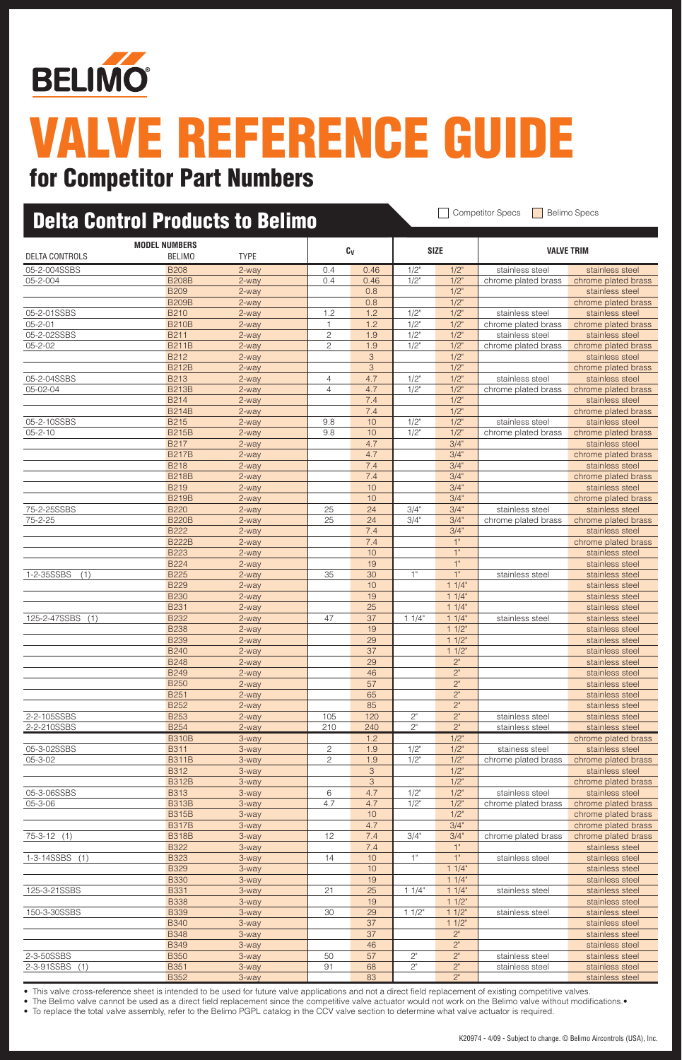BELIMO

# VALVE REFERENCE GUIDE

## for Competitor Part Numbers

## Delta Control Products to Belimo

Competitor Specs | Belimo Specs

| MODEL NUMBERS | | | $C_V$ | | SIZE | | VALVE TRIM | |
|---|---|---|---|---|---|---|---|---|
| DELTA CONTROLS | BELIMO | TYPE | | | | | | |
| 05-2-004SSBS | B208 | 2-way | 0.4 | 0.46 | 1/2" | 1/2" | stainless steel | stainless steel |
| 05-2-004 | B208B | 2-way | 0.4 | 0.46 | 1/2" | 1/2" | chrome plated brass | chrome plated brass |
| | B209 | 2-way | | 0.8 | | 1/2" | | stainless steel |
| | B209B | 2-way | | 0.8 | | 1/2" | | chrome plated brass |
| 05-2-01SSBS | B210 | 2-way | 1.2 | 1.2 | 1/2" | 1/2" | stainless steel | stainless steel |
| 05-2-01 | B210B | 2-way | 1 | 1.2 | 1/2" | 1/2" | chrome plated brass | chrome plated brass |
| 05-2-02SSBS | B211 | 2-way | 2 | 1.9 | 1/2" | 1/2" | stainless steel | stainless steel |
| 05-2-02 | B211B | 2-way | 2 | 1.9 | 1/2" | 1/2" | chrome plated brass | chrome plated brass |
| | B212 | 2-way | | 3 | | 1/2" | | stainless steel |
| | B212B | 2-way | | 3 | | 1/2" | | chrome plated brass |
| 05-2-04SSBS | B213 | 2-way | 4 | 4.7 | 1/2" | 1/2" | stainless steel | stainless steel |
| 05-02-04 | B213B | 2-way | 4 | 4.7 | 1/2" | 1/2" | chrome plated brass | chrome plated brass |
| | B214 | 2-way | | 7.4 | | 1/2" | | stainless steel |
| | B214B | 2-way | | 7.4 | | 1/2" | | chrome plated brass |
| 05-2-10SSBS | B215 | 2-way | 9.8 | 10 | 1/2" | 1/2" | stainless steel | stainless steel |
| 05-2-10 | B215B | 2-way | 9.8 | 10 | 1/2" | 1/2" | chrome plated brass | chrome plated brass |
| | B217 | 2-way | | 4.7 | | 3/4" | | stainless steel |
| | B217B | 2-way | | 4.7 | | 3/4" | | chrome plated brass |
| | B218 | 2-way | | 7.4 | | 3/4" | | stainless steel |
| | B218B | 2-way | | 7.4 | | 3/4" | | chrome plated brass |
| | B219 | 2-way | | 10 | | 3/4" | | stainless steel |
| | B219B | 2-way | | 10 | | 3/4" | | chrome plated brass |
| 75-2-25SSBS | B220 | 2-way | 25 | 24 | 3/4" | 3/4" | stainless steel | stainless steel |
| 75-2-25 | B220B | 2-way | 25 | 24 | 3/4" | 3/4" | chrome plated brass | chrome plated brass |
| | B222 | 2-way | | 7.4 | | 3/4" | | stainless steel |
| | B222B | 2-way | | 7.4 | | 1" | | chrome plated brass |
| | B223 | 2-way | | 10 | | 1" | | stainless steel |
| | B224 | 2-way | | 19 | | 1" | | stainless steel |
| 1-2-35SSBS (1) | B225 | 2-way | 35 | 30 | 1" | 1" | stainless steel | stainless steel |
| | B229 | 2-way | | 10 | | 1 1/4" | | stainless steel |
| | B230 | 2-way | | 19 | | 1 1/4" | | stainless steel |
| | B231 | 2-way | | 25 | | 1 1/4" | | stainless steel |
| 125-2-47SSBS (1) | B232 | 2-way | 47 | 37 | 1 1/4" | 1 1/4" | stainless steel | stainless steel |
| | B238 | 2-way | | 19 | | 1 1/2" | | stainless steel |
| | B239 | 2-way | | 29 | | 1 1/2" | | stainless steel |
| | B240 | 2-way | | 37 | | 1 1/2" | | stainless steel |
| | B248 | 2-way | | 29 | | 2" | | stainless steel |
| | B249 | 2-way | | 46 | | 2" | | stainless steel |
| | B250 | 2-way | | 57 | | 2" | | stainless steel |
| | B251 | 2-way | | 65 | | 2" | | stainless steel |
| | B252 | 2-way | | 85 | | 2" | | stainless steel |
| 2-2-105SSBS | B253 | 2-way | 105 | 120 | 2" | 2" | stainless steel | stainless steel |
| 2-2-210SSBS | B254 | 2-way | 210 | 240 | 2" | 2" | stainless steel | stainless steel |
| | B310B | 3-way | | 1.2 | | 1/2" | | chrome plated brass |
| 05-3-02SSBS | B311 | 3-way | 2 | 1.9 | 1/2" | 1/2" | stainess steel | stainless steel |
| 05-3-02 | B311B | 3-way | 2 | 1.9 | 1/2" | 1/2" | chrome plated brass | chrome plated brass |
| | B312 | 3-way | | 3 | | 1/2" | | stainless steel |
| | B312B | 3-way | | 3 | | 1/2" | | chrome plated brass |
| 05-3-06SSBS | B313 | 3-way | 6 | 4.7 | 1/2" | 1/2" | stainless steel | stainless steel |
| 05-3-06 | B313B | 3-way | 4.7 | 4.7 | 1/2" | 1/2" | chrome plated brass | chrome plated brass |
| | B315B | 3-way | | 10 | | 1/2" | | chrome plated brass |
| | B317B | 3-way | | 4.7 | | 3/4" | | chrome plated brass |
| 75-3-12 (1) | B318B | 3-way | 12 | 7.4 | 3/4" | 3/4" | chrome plated brass | chrome plated brass |
| | B322 | 3-way | | 7.4 | | 1" | | stainless steel |
| 1-3-14SSBS (1) | B323 | 3-way | 14 | 10 | 1" | 1" | stainless steel | stainless steel |
| | B329 | 3-way | | 10 | | 1 1/4" | | stainless steel |
| | B330 | 3-way | | 19 | | 1 1/4" | | stainless steel |
| 125-3-21SSBS | B331 | 3-way | 21 | 25 | 1 1/4" | 1 1/4" | stainless steel | stainless steel |
| | B338 | 3-way | | 19 | | 1 1/2" | | stainless steel |
| 150-3-30SSBS | B339 | 3-way | 30 | 29 | 1 1/2" | 1 1/2" | stainless steel | stainless steel |
| | B340 | 3-way | | 37 | | 1 1/2" | | stainless steel |
| | B348 | 3-way | | 37 | | 2" | | stainless steel |
| | B349 | 3-way | | 46 | | 2" | | stainless steel |
| 2-3-50SSBS | B350 | 3-way | 50 | 57 | 2" | 2" | stainless steel | stainless steel |
| 2-3-91SSBS (1) | B351 | 3-way | 91 | 68 | 2" | 2" | stainless steel | stainless steel |
| | B352 | 3-way | | 83 | | 2" | | stainless steel |

- This valve cross-reference sheet is intended to be used for future valve applications and not a direct field replacement of existing competitive valves.
- The Belimo valve cannot be used as a direct field replacement since the competitive valve actuator would not work on the Belimo valve without modifications.•
- To replace the total valve assembly, refer to the Belimo PGPL catalog in the CCV valve section to determine what valve actuator is required.

K20974 - 4/09 - Subject to change. © Belimo Aircontrols (USA), Inc.